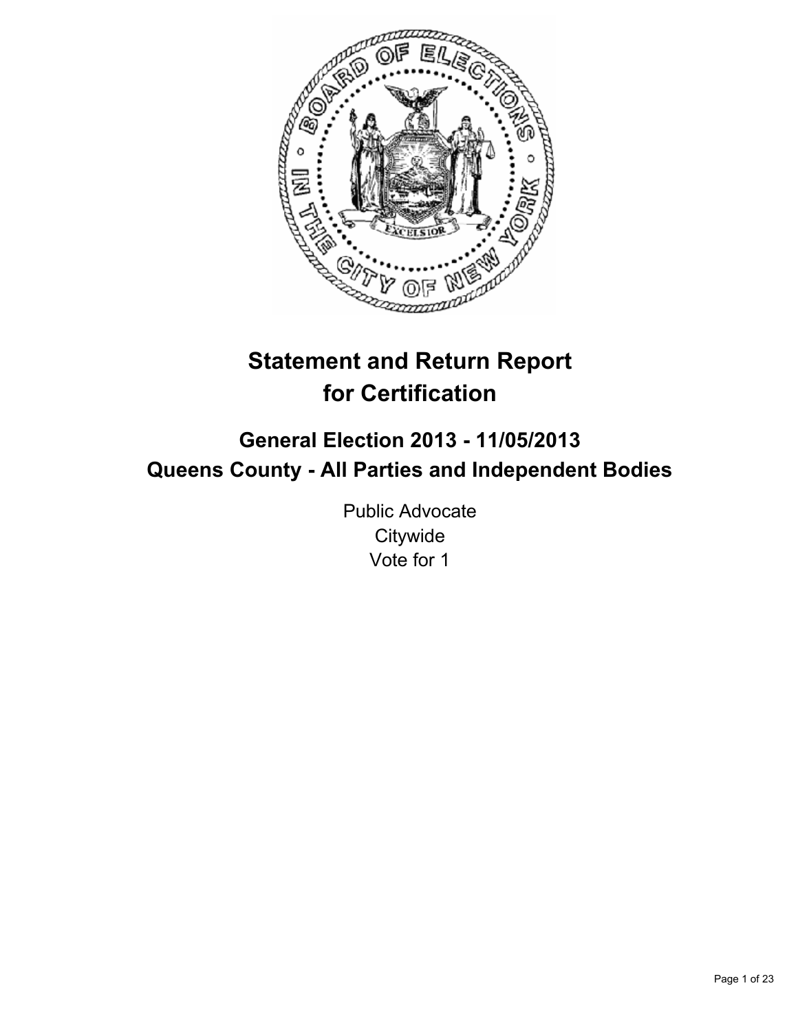# Statement and Return Report for Certification

## General Election 2013 - 11/05/2013
## Queens County - All Parties and Independent Bodies

Public Advocate
Citywide
Vote for 1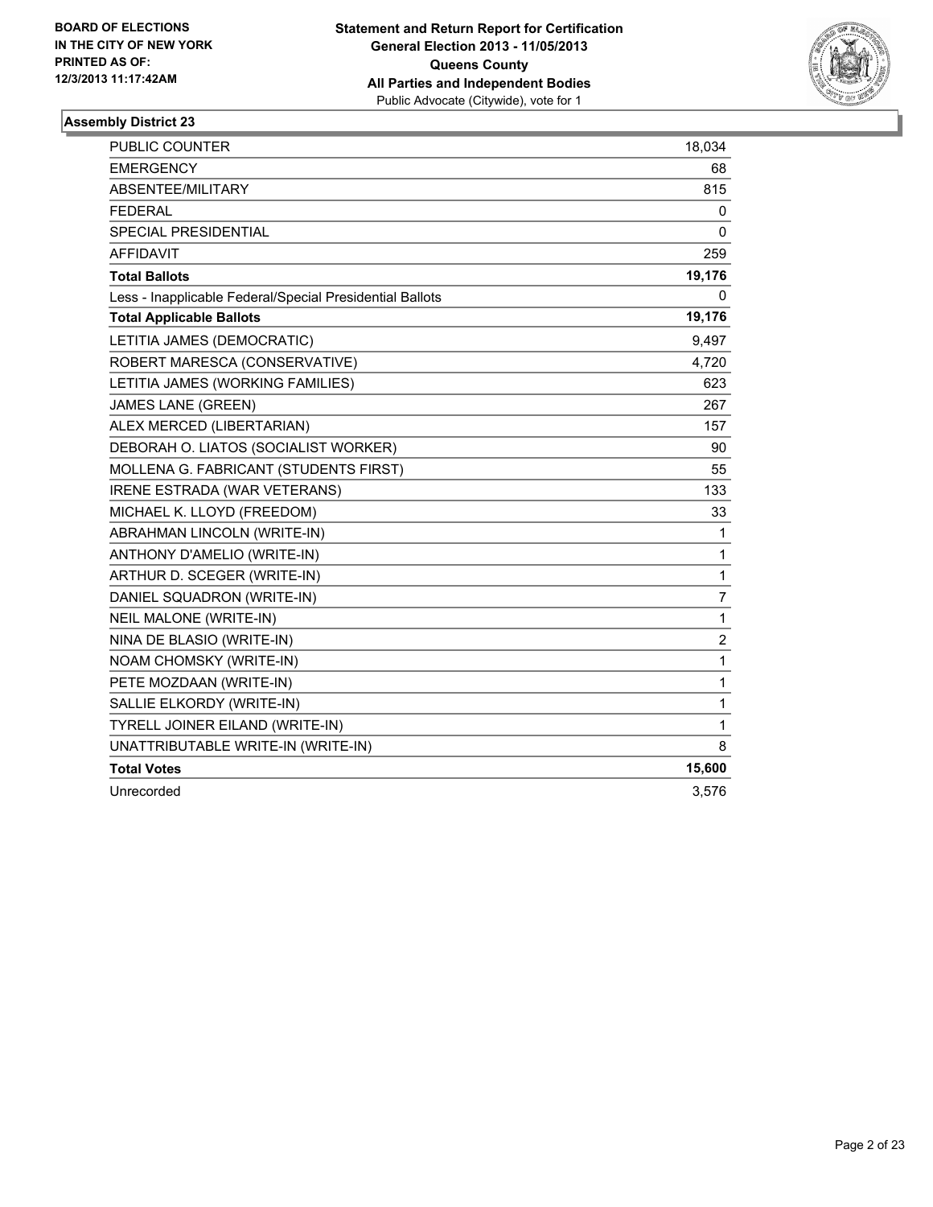**BOARD OF ELECTIONS IN THE CITY OF NEW YORK PRINTED AS OF: 12/3/2013 11:17:42AM**

**Statement and Return Report for Certification General Election 2013 - 11/05/2013 Queens County All Parties and Independent Bodies**
Public Advocate (Citywide), vote for 1

### Assembly District 23

| | |
|---|---|
| PUBLIC COUNTER | 18,034 |
| EMERGENCY | 68 |
| ABSENTEE/MILITARY | 815 |
| FEDERAL | 0 |
| SPECIAL PRESIDENTIAL | 0 |
| AFFIDAVIT | 259 |
| **Total Ballots** | **19,176** |
| Less - Inapplicable Federal/Special Presidential Ballots | 0 |
| **Total Applicable Ballots** | **19,176** |
| LETITIA JAMES (DEMOCRATIC) | 9,497 |
| ROBERT MARESCA (CONSERVATIVE) | 4,720 |
| LETITIA JAMES (WORKING FAMILIES) | 623 |
| JAMES LANE (GREEN) | 267 |
| ALEX MERCED (LIBERTARIAN) | 157 |
| DEBORAH O. LIATOS (SOCIALIST WORKER) | 90 |
| MOLLENA G. FABRICANT (STUDENTS FIRST) | 55 |
| IRENE ESTRADA (WAR VETERANS) | 133 |
| MICHAEL K. LLOYD (FREEDOM) | 33 |
| ABRAHMAN LINCOLN (WRITE-IN) | 1 |
| ANTHONY D'AMELIO (WRITE-IN) | 1 |
| ARTHUR D. SCEGER (WRITE-IN) | 1 |
| DANIEL SQUADRON (WRITE-IN) | 7 |
| NEIL MALONE (WRITE-IN) | 1 |
| NINA DE BLASIO (WRITE-IN) | 2 |
| NOAM CHOMSKY (WRITE-IN) | 1 |
| PETE MOZDAAN (WRITE-IN) | 1 |
| SALLIE ELKORDY (WRITE-IN) | 1 |
| TYRELL JOINER EILAND (WRITE-IN) | 1 |
| UNATTRIBUTABLE WRITE-IN (WRITE-IN) | 8 |
| **Total Votes** | **15,600** |
| Unrecorded | 3,576 |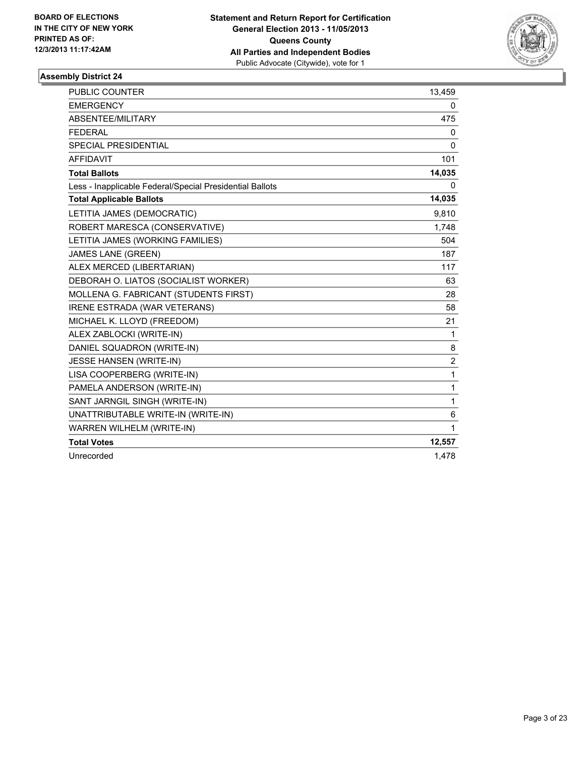BOARD OF ELECTIONS
IN THE CITY OF NEW YORK
PRINTED AS OF:
12/3/2013 11:17:42AM

**Statement and Return Report for Certification**
**General Election 2013 - 11/05/2013**
**Queens County**
**All Parties and Independent Bodies**
Public Advocate (Citywide), vote for 1

### Assembly District 24

| | |
|---|---|
| PUBLIC COUNTER | 13,459 |
| EMERGENCY | 0 |
| ABSENTEE/MILITARY | 475 |
| FEDERAL | 0 |
| SPECIAL PRESIDENTIAL | 0 |
| AFFIDAVIT | 101 |
| **Total Ballots** | **14,035** |
| Less - Inapplicable Federal/Special Presidential Ballots | 0 |
| **Total Applicable Ballots** | **14,035** |
| LETITIA JAMES (DEMOCRATIC) | 9,810 |
| ROBERT MARESCA (CONSERVATIVE) | 1,748 |
| LETITIA JAMES (WORKING FAMILIES) | 504 |
| JAMES LANE (GREEN) | 187 |
| ALEX MERCED (LIBERTARIAN) | 117 |
| DEBORAH O. LIATOS (SOCIALIST WORKER) | 63 |
| MOLLENA G. FABRICANT (STUDENTS FIRST) | 28 |
| IRENE ESTRADA (WAR VETERANS) | 58 |
| MICHAEL K. LLOYD (FREEDOM) | 21 |
| ALEX ZABLOCKI (WRITE-IN) | 1 |
| DANIEL SQUADRON (WRITE-IN) | 8 |
| JESSE HANSEN (WRITE-IN) | 2 |
| LISA COOPERBERG (WRITE-IN) | 1 |
| PAMELA ANDERSON (WRITE-IN) | 1 |
| SANT JARNGIL SINGH (WRITE-IN) | 1 |
| UNATTRIBUTABLE WRITE-IN (WRITE-IN) | 6 |
| WARREN WILHELM (WRITE-IN) | 1 |
| **Total Votes** | **12,557** |
| Unrecorded | 1,478 |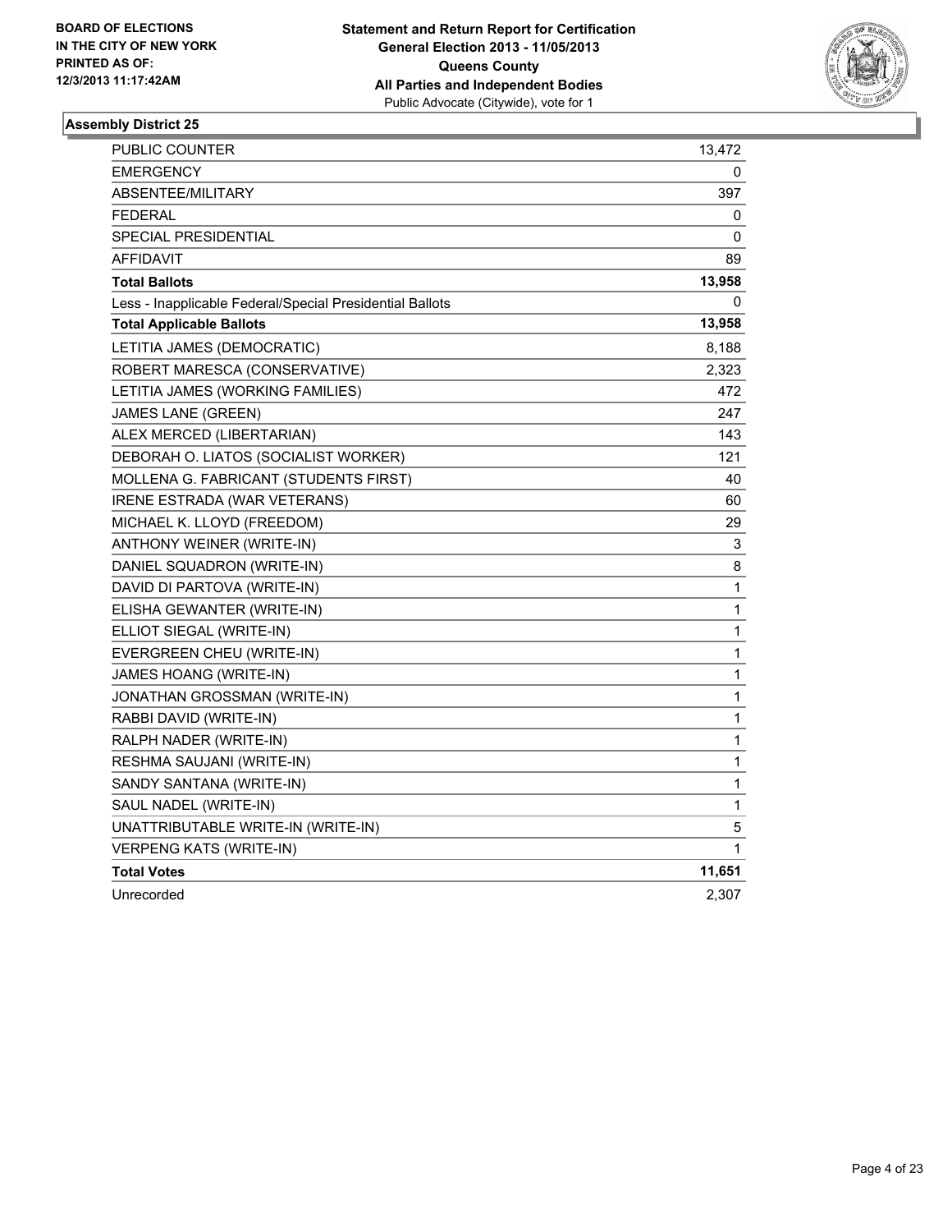BOARD OF ELECTIONS
IN THE CITY OF NEW YORK
PRINTED AS OF:
12/3/2013 11:17:42AM

**Statement and Return Report for Certification**
**General Election 2013 - 11/05/2013**
**Queens County**
**All Parties and Independent Bodies**
Public Advocate (Citywide), vote for 1

### Assembly District 25

| | |
|---|---|
| PUBLIC COUNTER | 13,472 |
| EMERGENCY | 0 |
| ABSENTEE/MILITARY | 397 |
| FEDERAL | 0 |
| SPECIAL PRESIDENTIAL | 0 |
| AFFIDAVIT | 89 |
| **Total Ballots** | **13,958** |
| Less - Inapplicable Federal/Special Presidential Ballots | 0 |
| **Total Applicable Ballots** | **13,958** |
| LETITIA JAMES (DEMOCRATIC) | 8,188 |
| ROBERT MARESCA (CONSERVATIVE) | 2,323 |
| LETITIA JAMES (WORKING FAMILIES) | 472 |
| JAMES LANE (GREEN) | 247 |
| ALEX MERCED (LIBERTARIAN) | 143 |
| DEBORAH O. LIATOS (SOCIALIST WORKER) | 121 |
| MOLLENA G. FABRICANT (STUDENTS FIRST) | 40 |
| IRENE ESTRADA (WAR VETERANS) | 60 |
| MICHAEL K. LLOYD (FREEDOM) | 29 |
| ANTHONY WEINER (WRITE-IN) | 3 |
| DANIEL SQUADRON (WRITE-IN) | 8 |
| DAVID DI PARTOVA (WRITE-IN) | 1 |
| ELISHA GEWANTER (WRITE-IN) | 1 |
| ELLIOT SIEGAL (WRITE-IN) | 1 |
| EVERGREEN CHEU (WRITE-IN) | 1 |
| JAMES HOANG (WRITE-IN) | 1 |
| JONATHAN GROSSMAN (WRITE-IN) | 1 |
| RABBI DAVID (WRITE-IN) | 1 |
| RALPH NADER (WRITE-IN) | 1 |
| RESHMA SAUJANI (WRITE-IN) | 1 |
| SANDY SANTANA (WRITE-IN) | 1 |
| SAUL NADEL (WRITE-IN) | 1 |
| UNATTRIBUTABLE WRITE-IN (WRITE-IN) | 5 |
| VERPENG KATS (WRITE-IN) | 1 |
| **Total Votes** | **11,651** |
| Unrecorded | 2,307 |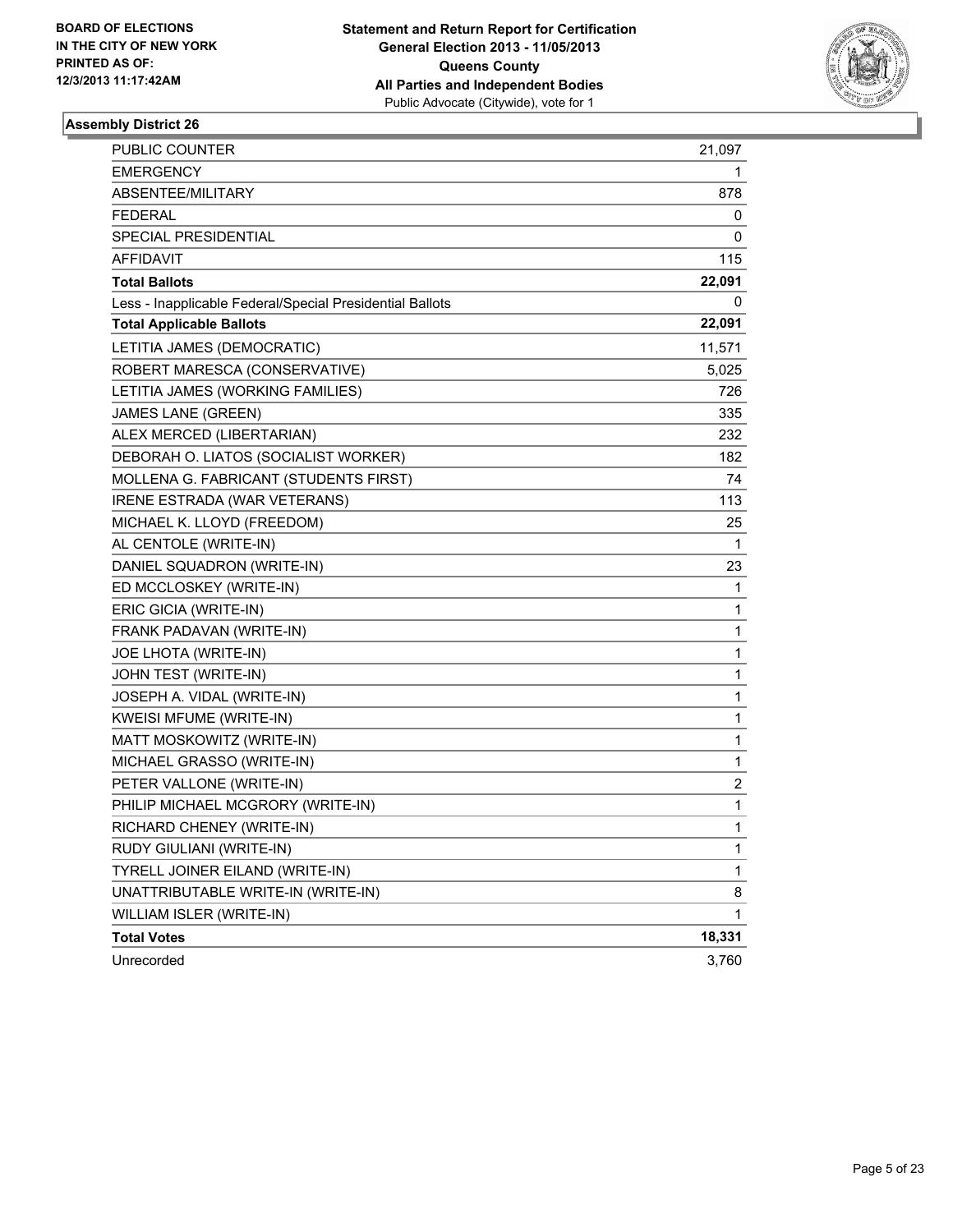**BOARD OF ELECTIONS IN THE CITY OF NEW YORK PRINTED AS OF: 12/3/2013 11:17:42AM**

**Statement and Return Report for Certification General Election 2013 - 11/05/2013 Queens County All Parties and Independent Bodies**
Public Advocate (Citywide), vote for 1

### Assembly District 26

| | |
|---|---|
| PUBLIC COUNTER | 21,097 |
| EMERGENCY | 1 |
| ABSENTEE/MILITARY | 878 |
| FEDERAL | 0 |
| SPECIAL PRESIDENTIAL | 0 |
| AFFIDAVIT | 115 |
| **Total Ballots** | **22,091** |
| Less - Inapplicable Federal/Special Presidential Ballots | 0 |
| **Total Applicable Ballots** | **22,091** |
| LETITIA JAMES (DEMOCRATIC) | 11,571 |
| ROBERT MARESCA (CONSERVATIVE) | 5,025 |
| LETITIA JAMES (WORKING FAMILIES) | 726 |
| JAMES LANE (GREEN) | 335 |
| ALEX MERCED (LIBERTARIAN) | 232 |
| DEBORAH O. LIATOS (SOCIALIST WORKER) | 182 |
| MOLLENA G. FABRICANT (STUDENTS FIRST) | 74 |
| IRENE ESTRADA (WAR VETERANS) | 113 |
| MICHAEL K. LLOYD (FREEDOM) | 25 |
| AL CENTOLE (WRITE-IN) | 1 |
| DANIEL SQUADRON (WRITE-IN) | 23 |
| ED MCCLOSKEY (WRITE-IN) | 1 |
| ERIC GICIA (WRITE-IN) | 1 |
| FRANK PADAVAN (WRITE-IN) | 1 |
| JOE LHOTA (WRITE-IN) | 1 |
| JOHN TEST (WRITE-IN) | 1 |
| JOSEPH A. VIDAL (WRITE-IN) | 1 |
| KWEISI MFUME (WRITE-IN) | 1 |
| MATT MOSKOWITZ (WRITE-IN) | 1 |
| MICHAEL GRASSO (WRITE-IN) | 1 |
| PETER VALLONE (WRITE-IN) | 2 |
| PHILIP MICHAEL MCGRORY (WRITE-IN) | 1 |
| RICHARD CHENEY (WRITE-IN) | 1 |
| RUDY GIULIANI (WRITE-IN) | 1 |
| TYRELL JOINER EILAND (WRITE-IN) | 1 |
| UNATTRIBUTABLE WRITE-IN (WRITE-IN) | 8 |
| WILLIAM ISLER (WRITE-IN) | 1 |
| **Total Votes** | **18,331** |
| Unrecorded | 3,760 |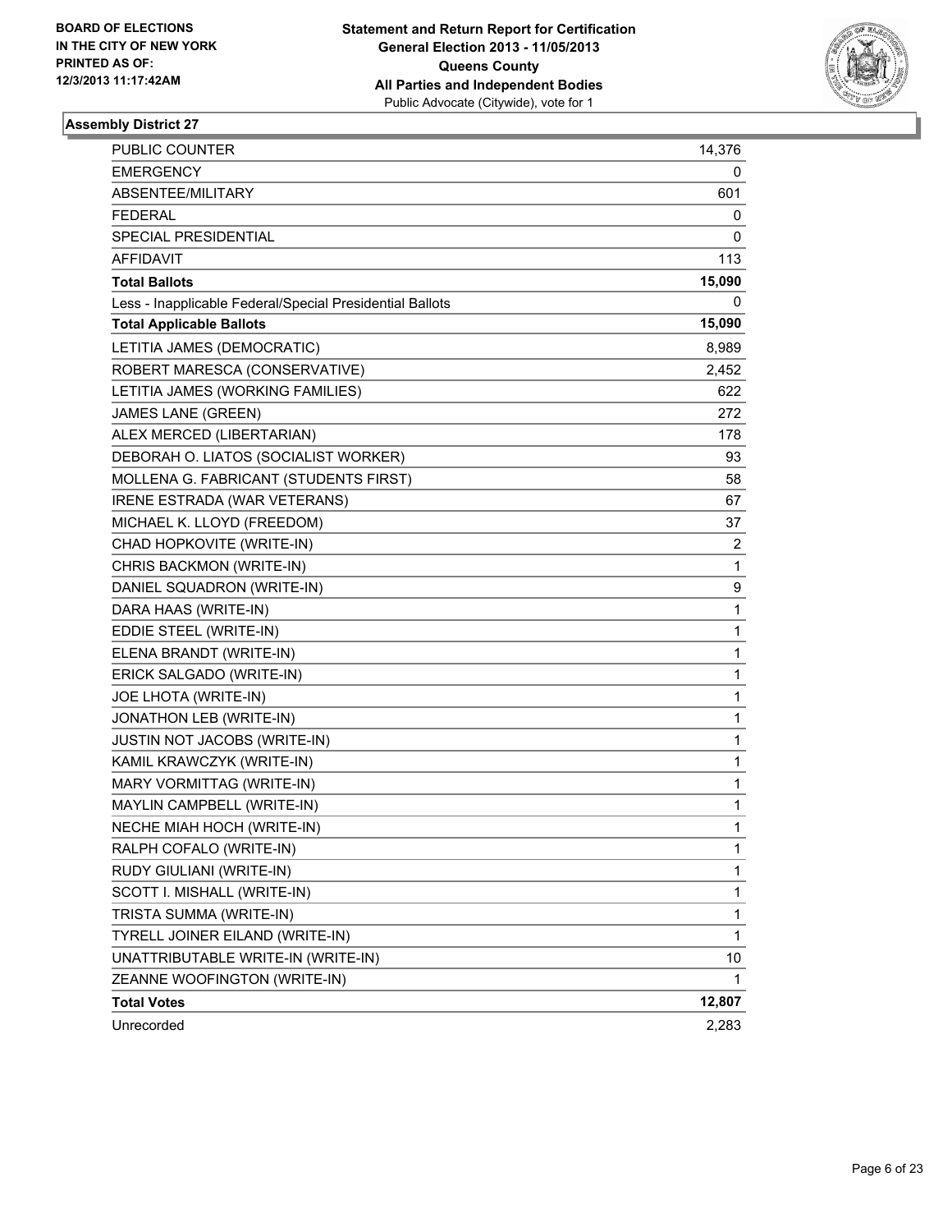BOARD OF ELECTIONS
IN THE CITY OF NEW YORK
PRINTED AS OF:
12/3/2013 11:17:42AM

**Statement and Return Report for Certification**
**General Election 2013 - 11/05/2013**
**Queens County**
**All Parties and Independent Bodies**
Public Advocate (Citywide), vote for 1

### Assembly District 27

| | |
|---|---|
| PUBLIC COUNTER | 14,376 |
| EMERGENCY | 0 |
| ABSENTEE/MILITARY | 601 |
| FEDERAL | 0 |
| SPECIAL PRESIDENTIAL | 0 |
| AFFIDAVIT | 113 |
| **Total Ballots** | **15,090** |
| Less - Inapplicable Federal/Special Presidential Ballots | 0 |
| **Total Applicable Ballots** | **15,090** |
| LETITIA JAMES (DEMOCRATIC) | 8,989 |
| ROBERT MARESCA (CONSERVATIVE) | 2,452 |
| LETITIA JAMES (WORKING FAMILIES) | 622 |
| JAMES LANE (GREEN) | 272 |
| ALEX MERCED (LIBERTARIAN) | 178 |
| DEBORAH O. LIATOS (SOCIALIST WORKER) | 93 |
| MOLLENA G. FABRICANT (STUDENTS FIRST) | 58 |
| IRENE ESTRADA (WAR VETERANS) | 67 |
| MICHAEL K. LLOYD (FREEDOM) | 37 |
| CHAD HOPKOVITE (WRITE-IN) | 2 |
| CHRIS BACKMON (WRITE-IN) | 1 |
| DANIEL SQUADRON (WRITE-IN) | 9 |
| DARA HAAS (WRITE-IN) | 1 |
| EDDIE STEEL (WRITE-IN) | 1 |
| ELENA BRANDT (WRITE-IN) | 1 |
| ERICK SALGADO (WRITE-IN) | 1 |
| JOE LHOTA (WRITE-IN) | 1 |
| JONATHON LEB (WRITE-IN) | 1 |
| JUSTIN NOT JACOBS (WRITE-IN) | 1 |
| KAMIL KRAWCZYK (WRITE-IN) | 1 |
| MARY VORMITTAG (WRITE-IN) | 1 |
| MAYLIN CAMPBELL (WRITE-IN) | 1 |
| NECHE MIAH HOCH (WRITE-IN) | 1 |
| RALPH COFALO (WRITE-IN) | 1 |
| RUDY GIULIANI (WRITE-IN) | 1 |
| SCOTT I. MISHALL (WRITE-IN) | 1 |
| TRISTA SUMMA (WRITE-IN) | 1 |
| TYRELL JOINER EILAND (WRITE-IN) | 1 |
| UNATTRIBUTABLE WRITE-IN (WRITE-IN) | 10 |
| ZEANNE WOOFINGTON (WRITE-IN) | 1 |
| **Total Votes** | **12,807** |
| Unrecorded | 2,283 |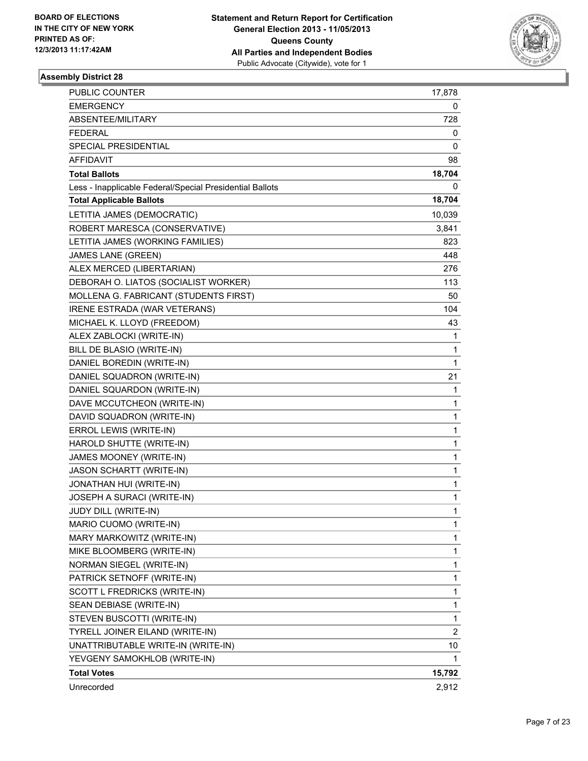BOARD OF ELECTIONS
IN THE CITY OF NEW YORK
PRINTED AS OF:
12/3/2013 11:17:42AM

**Statement and Return Report for Certification**
**General Election 2013 - 11/05/2013**
**Queens County**
**All Parties and Independent Bodies**
Public Advocate (Citywide), vote for 1

### Assembly District 28

| | |
|---|---|
| PUBLIC COUNTER | 17,878 |
| EMERGENCY | 0 |
| ABSENTEE/MILITARY | 728 |
| FEDERAL | 0 |
| SPECIAL PRESIDENTIAL | 0 |
| AFFIDAVIT | 98 |
| **Total Ballots** | **18,704** |
| Less - Inapplicable Federal/Special Presidential Ballots | 0 |
| **Total Applicable Ballots** | **18,704** |
| LETITIA JAMES (DEMOCRATIC) | 10,039 |
| ROBERT MARESCA (CONSERVATIVE) | 3,841 |
| LETITIA JAMES (WORKING FAMILIES) | 823 |
| JAMES LANE (GREEN) | 448 |
| ALEX MERCED (LIBERTARIAN) | 276 |
| DEBORAH O. LIATOS (SOCIALIST WORKER) | 113 |
| MOLLENA G. FABRICANT (STUDENTS FIRST) | 50 |
| IRENE ESTRADA (WAR VETERANS) | 104 |
| MICHAEL K. LLOYD (FREEDOM) | 43 |
| ALEX ZABLOCKI (WRITE-IN) | 1 |
| BILL DE BLASIO (WRITE-IN) | 1 |
| DANIEL BOREDIN (WRITE-IN) | 1 |
| DANIEL SQUADRON (WRITE-IN) | 21 |
| DANIEL SQUARDON (WRITE-IN) | 1 |
| DAVE MCCUTCHEON (WRITE-IN) | 1 |
| DAVID SQUADRON (WRITE-IN) | 1 |
| ERROL LEWIS (WRITE-IN) | 1 |
| HAROLD SHUTTE (WRITE-IN) | 1 |
| JAMES MOONEY (WRITE-IN) | 1 |
| JASON SCHARTT (WRITE-IN) | 1 |
| JONATHAN HUI (WRITE-IN) | 1 |
| JOSEPH A SURACI (WRITE-IN) | 1 |
| JUDY DILL (WRITE-IN) | 1 |
| MARIO CUOMO (WRITE-IN) | 1 |
| MARY MARKOWITZ (WRITE-IN) | 1 |
| MIKE BLOOMBERG (WRITE-IN) | 1 |
| NORMAN SIEGEL (WRITE-IN) | 1 |
| PATRICK SETNOFF (WRITE-IN) | 1 |
| SCOTT L FREDRICKS (WRITE-IN) | 1 |
| SEAN DEBIASE (WRITE-IN) | 1 |
| STEVEN BUSCOTTI (WRITE-IN) | 1 |
| TYRELL JOINER EILAND (WRITE-IN) | 2 |
| UNATTRIBUTABLE WRITE-IN (WRITE-IN) | 10 |
| YEVGENY SAMOKHLOB (WRITE-IN) | 1 |
| **Total Votes** | **15,792** |
| Unrecorded | 2,912 |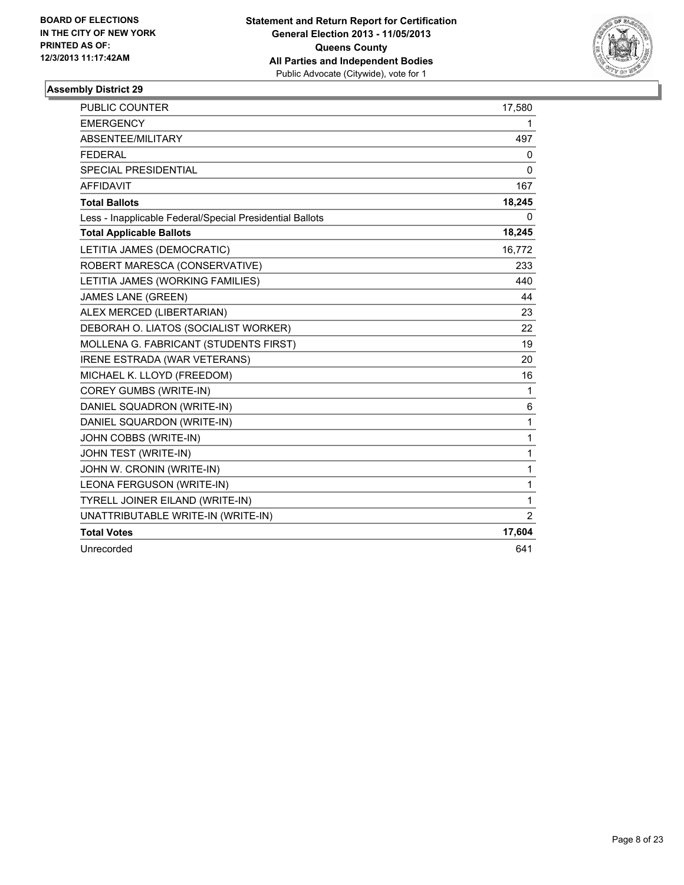BOARD OF ELECTIONS
IN THE CITY OF NEW YORK
PRINTED AS OF:
12/3/2013 11:17:42AM

**Statement and Return Report for Certification**
**General Election 2013 - 11/05/2013**
**Queens County**
**All Parties and Independent Bodies**
Public Advocate (Citywide), vote for 1

### Assembly District 29

| | |
|---|---|
| PUBLIC COUNTER | 17,580 |
| EMERGENCY | 1 |
| ABSENTEE/MILITARY | 497 |
| FEDERAL | 0 |
| SPECIAL PRESIDENTIAL | 0 |
| AFFIDAVIT | 167 |
| **Total Ballots** | **18,245** |
| Less - Inapplicable Federal/Special Presidential Ballots | 0 |
| **Total Applicable Ballots** | **18,245** |
| LETITIA JAMES (DEMOCRATIC) | 16,772 |
| ROBERT MARESCA (CONSERVATIVE) | 233 |
| LETITIA JAMES (WORKING FAMILIES) | 440 |
| JAMES LANE (GREEN) | 44 |
| ALEX MERCED (LIBERTARIAN) | 23 |
| DEBORAH O. LIATOS (SOCIALIST WORKER) | 22 |
| MOLLENA G. FABRICANT (STUDENTS FIRST) | 19 |
| IRENE ESTRADA (WAR VETERANS) | 20 |
| MICHAEL K. LLOYD (FREEDOM) | 16 |
| COREY GUMBS (WRITE-IN) | 1 |
| DANIEL SQUADRON (WRITE-IN) | 6 |
| DANIEL SQUARDON (WRITE-IN) | 1 |
| JOHN COBBS (WRITE-IN) | 1 |
| JOHN TEST (WRITE-IN) | 1 |
| JOHN W. CRONIN (WRITE-IN) | 1 |
| LEONA FERGUSON (WRITE-IN) | 1 |
| TYRELL JOINER EILAND (WRITE-IN) | 1 |
| UNATTRIBUTABLE WRITE-IN (WRITE-IN) | 2 |
| **Total Votes** | **17,604** |
| Unrecorded | 641 |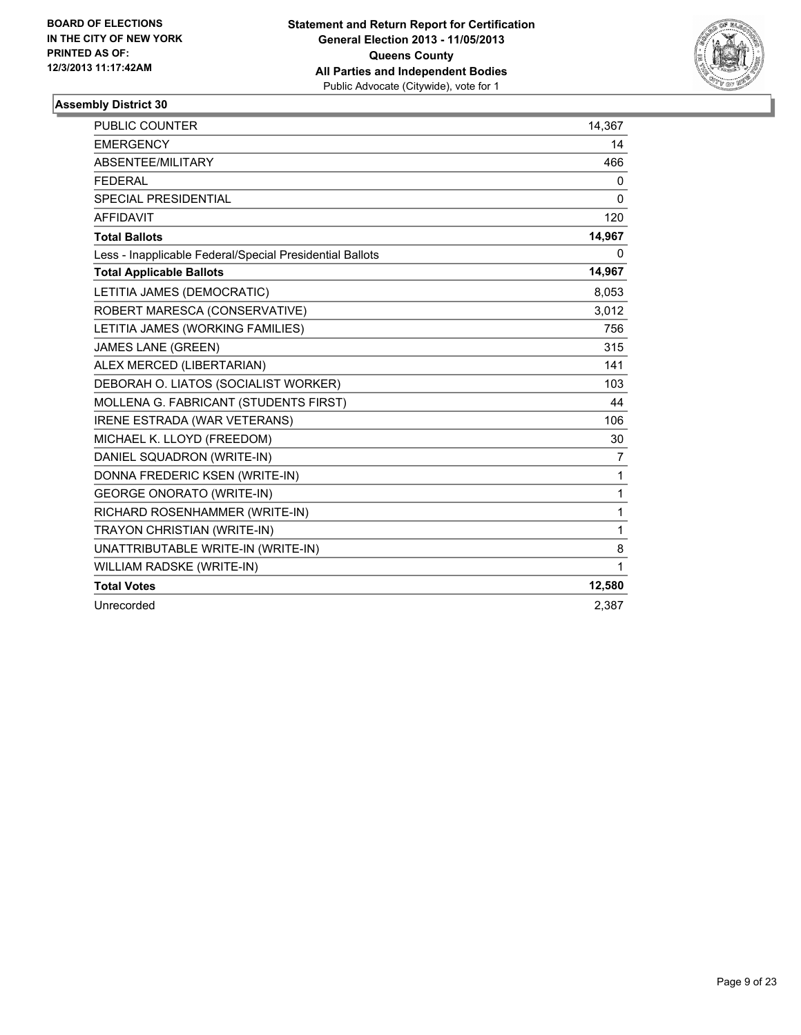BOARD OF ELECTIONS
IN THE CITY OF NEW YORK
PRINTED AS OF:
12/3/2013 11:17:42AM

**Statement and Return Report for Certification**
**General Election 2013 - 11/05/2013**
**Queens County**
**All Parties and Independent Bodies**
Public Advocate (Citywide), vote for 1

### Assembly District 30

| | |
|---|---|
| PUBLIC COUNTER | 14,367 |
| EMERGENCY | 14 |
| ABSENTEE/MILITARY | 466 |
| FEDERAL | 0 |
| SPECIAL PRESIDENTIAL | 0 |
| AFFIDAVIT | 120 |
| **Total Ballots** | **14,967** |
| Less - Inapplicable Federal/Special Presidential Ballots | 0 |
| **Total Applicable Ballots** | **14,967** |
| LETITIA JAMES (DEMOCRATIC) | 8,053 |
| ROBERT MARESCA (CONSERVATIVE) | 3,012 |
| LETITIA JAMES (WORKING FAMILIES) | 756 |
| JAMES LANE (GREEN) | 315 |
| ALEX MERCED (LIBERTARIAN) | 141 |
| DEBORAH O. LIATOS (SOCIALIST WORKER) | 103 |
| MOLLENA G. FABRICANT (STUDENTS FIRST) | 44 |
| IRENE ESTRADA (WAR VETERANS) | 106 |
| MICHAEL K. LLOYD (FREEDOM) | 30 |
| DANIEL SQUADRON (WRITE-IN) | 7 |
| DONNA FREDERIC KSEN (WRITE-IN) | 1 |
| GEORGE ONORATO (WRITE-IN) | 1 |
| RICHARD ROSENHAMMER (WRITE-IN) | 1 |
| TRAYON CHRISTIAN (WRITE-IN) | 1 |
| UNATTRIBUTABLE WRITE-IN (WRITE-IN) | 8 |
| WILLIAM RADSKE (WRITE-IN) | 1 |
| **Total Votes** | **12,580** |
| Unrecorded | 2,387 |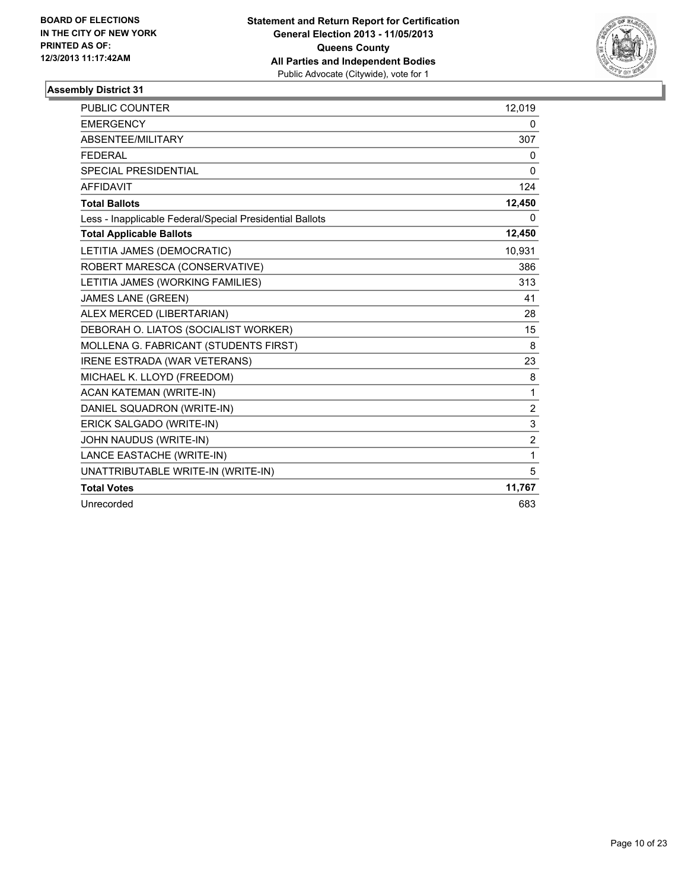**BOARD OF ELECTIONS IN THE CITY OF NEW YORK PRINTED AS OF: 12/3/2013 11:17:42AM**

**Statement and Return Report for Certification**
**General Election 2013 - 11/05/2013**
**Queens County**
**All Parties and Independent Bodies**
Public Advocate (Citywide), vote for 1

### Assembly District 31

| | |
|---|---|
| PUBLIC COUNTER | 12,019 |
| EMERGENCY | 0 |
| ABSENTEE/MILITARY | 307 |
| FEDERAL | 0 |
| SPECIAL PRESIDENTIAL | 0 |
| AFFIDAVIT | 124 |
| **Total Ballots** | **12,450** |
| Less - Inapplicable Federal/Special Presidential Ballots | 0 |
| **Total Applicable Ballots** | **12,450** |
| LETITIA JAMES (DEMOCRATIC) | 10,931 |
| ROBERT MARESCA (CONSERVATIVE) | 386 |
| LETITIA JAMES (WORKING FAMILIES) | 313 |
| JAMES LANE (GREEN) | 41 |
| ALEX MERCED (LIBERTARIAN) | 28 |
| DEBORAH O. LIATOS (SOCIALIST WORKER) | 15 |
| MOLLENA G. FABRICANT (STUDENTS FIRST) | 8 |
| IRENE ESTRADA (WAR VETERANS) | 23 |
| MICHAEL K. LLOYD (FREEDOM) | 8 |
| ACAN KATEMAN (WRITE-IN) | 1 |
| DANIEL SQUADRON (WRITE-IN) | 2 |
| ERICK SALGADO (WRITE-IN) | 3 |
| JOHN NAUDUS (WRITE-IN) | 2 |
| LANCE EASTACHE (WRITE-IN) | 1 |
| UNATTRIBUTABLE WRITE-IN (WRITE-IN) | 5 |
| **Total Votes** | **11,767** |
| Unrecorded | 683 |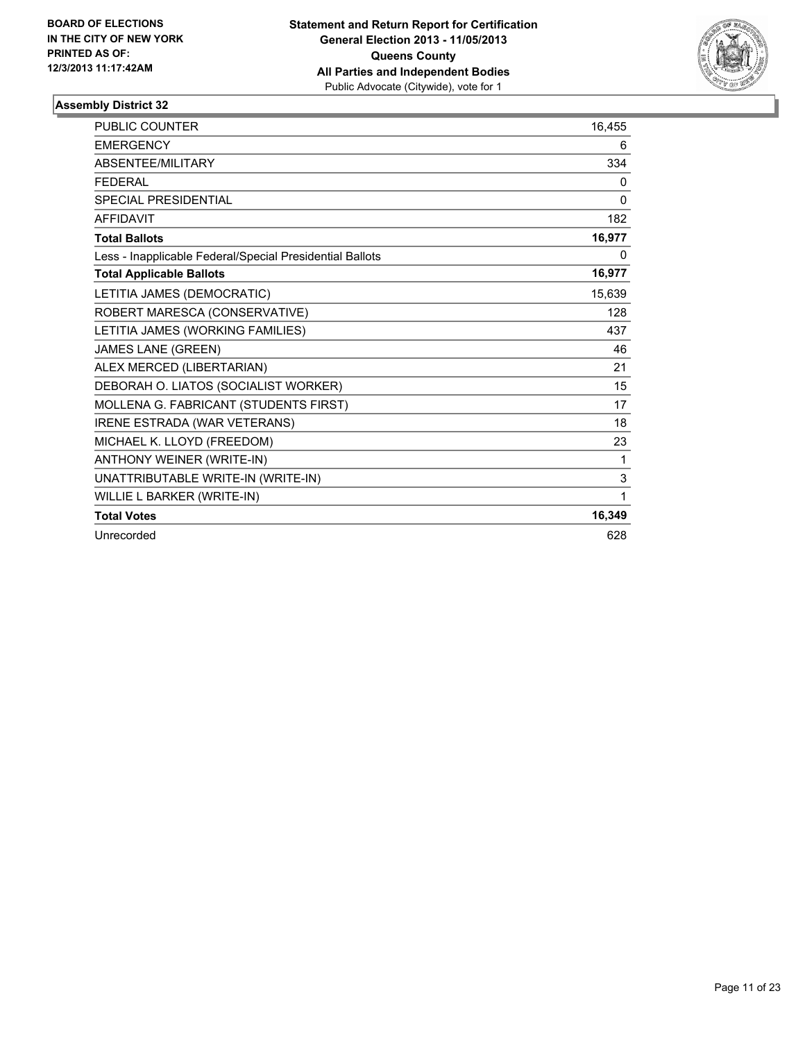BOARD OF ELECTIONS
IN THE CITY OF NEW YORK
PRINTED AS OF:
12/3/2013 11:17:42AM

**Statement and Return Report for Certification**
**General Election 2013 - 11/05/2013**
**Queens County**
**All Parties and Independent Bodies**
Public Advocate (Citywide), vote for 1

### Assembly District 32

| | |
|---|---|
| PUBLIC COUNTER | 16,455 |
| EMERGENCY | 6 |
| ABSENTEE/MILITARY | 334 |
| FEDERAL | 0 |
| SPECIAL PRESIDENTIAL | 0 |
| AFFIDAVIT | 182 |
| **Total Ballots** | **16,977** |
| Less - Inapplicable Federal/Special Presidential Ballots | 0 |
| **Total Applicable Ballots** | **16,977** |
| LETITIA JAMES (DEMOCRATIC) | 15,639 |
| ROBERT MARESCA (CONSERVATIVE) | 128 |
| LETITIA JAMES (WORKING FAMILIES) | 437 |
| JAMES LANE (GREEN) | 46 |
| ALEX MERCED (LIBERTARIAN) | 21 |
| DEBORAH O. LIATOS (SOCIALIST WORKER) | 15 |
| MOLLENA G. FABRICANT (STUDENTS FIRST) | 17 |
| IRENE ESTRADA (WAR VETERANS) | 18 |
| MICHAEL K. LLOYD (FREEDOM) | 23 |
| ANTHONY WEINER (WRITE-IN) | 1 |
| UNATTRIBUTABLE WRITE-IN (WRITE-IN) | 3 |
| WILLIE L BARKER (WRITE-IN) | 1 |
| **Total Votes** | **16,349** |
| Unrecorded | 628 |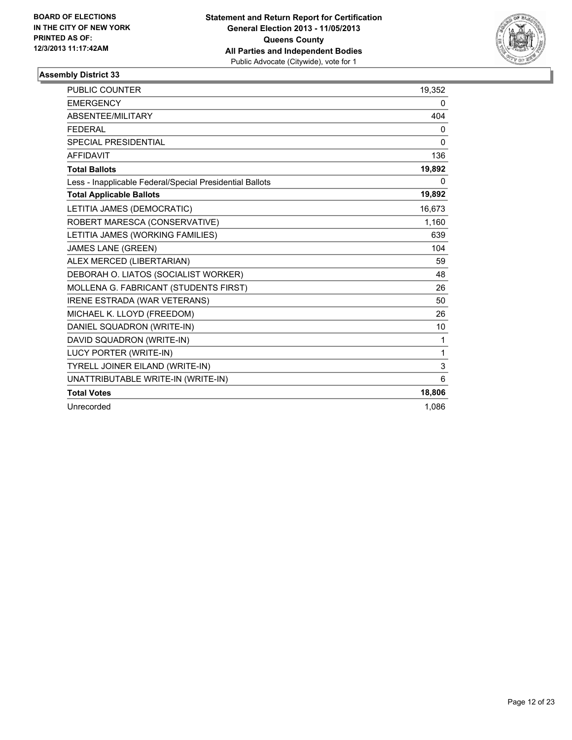**BOARD OF ELECTIONS IN THE CITY OF NEW YORK PRINTED AS OF: 12/3/2013 11:17:42AM**

**Statement and Return Report for Certification General Election 2013 - 11/05/2013 Queens County All Parties and Independent Bodies**

Public Advocate (Citywide), vote for 1

### Assembly District 33

| | |
|---|---|
| PUBLIC COUNTER | 19,352 |
| EMERGENCY | 0 |
| ABSENTEE/MILITARY | 404 |
| FEDERAL | 0 |
| SPECIAL PRESIDENTIAL | 0 |
| AFFIDAVIT | 136 |
| **Total Ballots** | **19,892** |
| Less - Inapplicable Federal/Special Presidential Ballots | 0 |
| **Total Applicable Ballots** | **19,892** |
| LETITIA JAMES (DEMOCRATIC) | 16,673 |
| ROBERT MARESCA (CONSERVATIVE) | 1,160 |
| LETITIA JAMES (WORKING FAMILIES) | 639 |
| JAMES LANE (GREEN) | 104 |
| ALEX MERCED (LIBERTARIAN) | 59 |
| DEBORAH O. LIATOS (SOCIALIST WORKER) | 48 |
| MOLLENA G. FABRICANT (STUDENTS FIRST) | 26 |
| IRENE ESTRADA (WAR VETERANS) | 50 |
| MICHAEL K. LLOYD (FREEDOM) | 26 |
| DANIEL SQUADRON (WRITE-IN) | 10 |
| DAVID SQUADRON (WRITE-IN) | 1 |
| LUCY PORTER (WRITE-IN) | 1 |
| TYRELL JOINER EILAND (WRITE-IN) | 3 |
| UNATTRIBUTABLE WRITE-IN (WRITE-IN) | 6 |
| **Total Votes** | **18,806** |
| Unrecorded | 1,086 |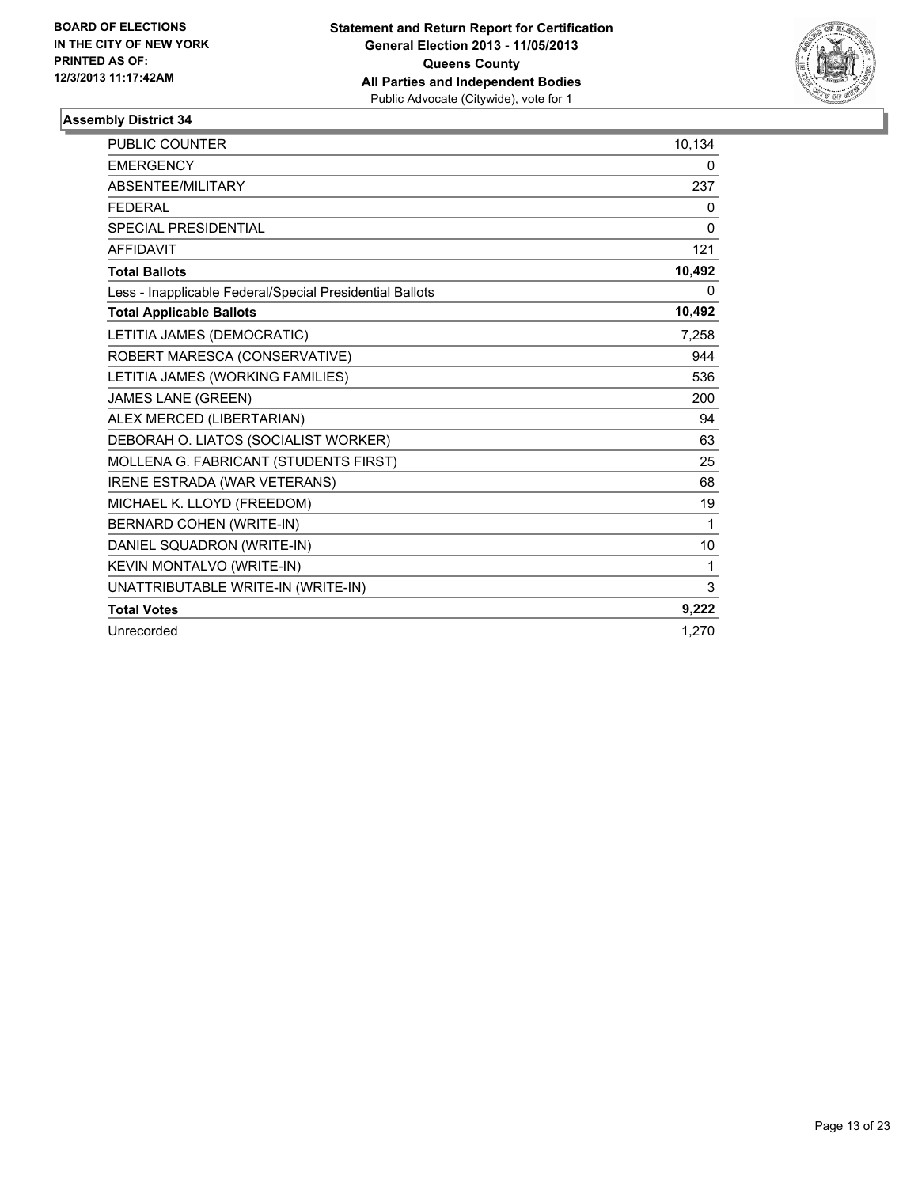**BOARD OF ELECTIONS IN THE CITY OF NEW YORK PRINTED AS OF: 12/3/2013 11:17:42AM**

**Statement and Return Report for Certification**
**General Election 2013 - 11/05/2013**
**Queens County**
**All Parties and Independent Bodies**
Public Advocate (Citywide), vote for 1

### Assembly District 34

| | |
|---|---|
| PUBLIC COUNTER | 10,134 |
| EMERGENCY | 0 |
| ABSENTEE/MILITARY | 237 |
| FEDERAL | 0 |
| SPECIAL PRESIDENTIAL | 0 |
| AFFIDAVIT | 121 |
| **Total Ballots** | **10,492** |
| Less - Inapplicable Federal/Special Presidential Ballots | 0 |
| **Total Applicable Ballots** | **10,492** |
| LETITIA JAMES (DEMOCRATIC) | 7,258 |
| ROBERT MARESCA (CONSERVATIVE) | 944 |
| LETITIA JAMES (WORKING FAMILIES) | 536 |
| JAMES LANE (GREEN) | 200 |
| ALEX MERCED (LIBERTARIAN) | 94 |
| DEBORAH O. LIATOS (SOCIALIST WORKER) | 63 |
| MOLLENA G. FABRICANT (STUDENTS FIRST) | 25 |
| IRENE ESTRADA (WAR VETERANS) | 68 |
| MICHAEL K. LLOYD (FREEDOM) | 19 |
| BERNARD COHEN (WRITE-IN) | 1 |
| DANIEL SQUADRON (WRITE-IN) | 10 |
| KEVIN MONTALVO (WRITE-IN) | 1 |
| UNATTRIBUTABLE WRITE-IN (WRITE-IN) | 3 |
| **Total Votes** | **9,222** |
| Unrecorded | 1,270 |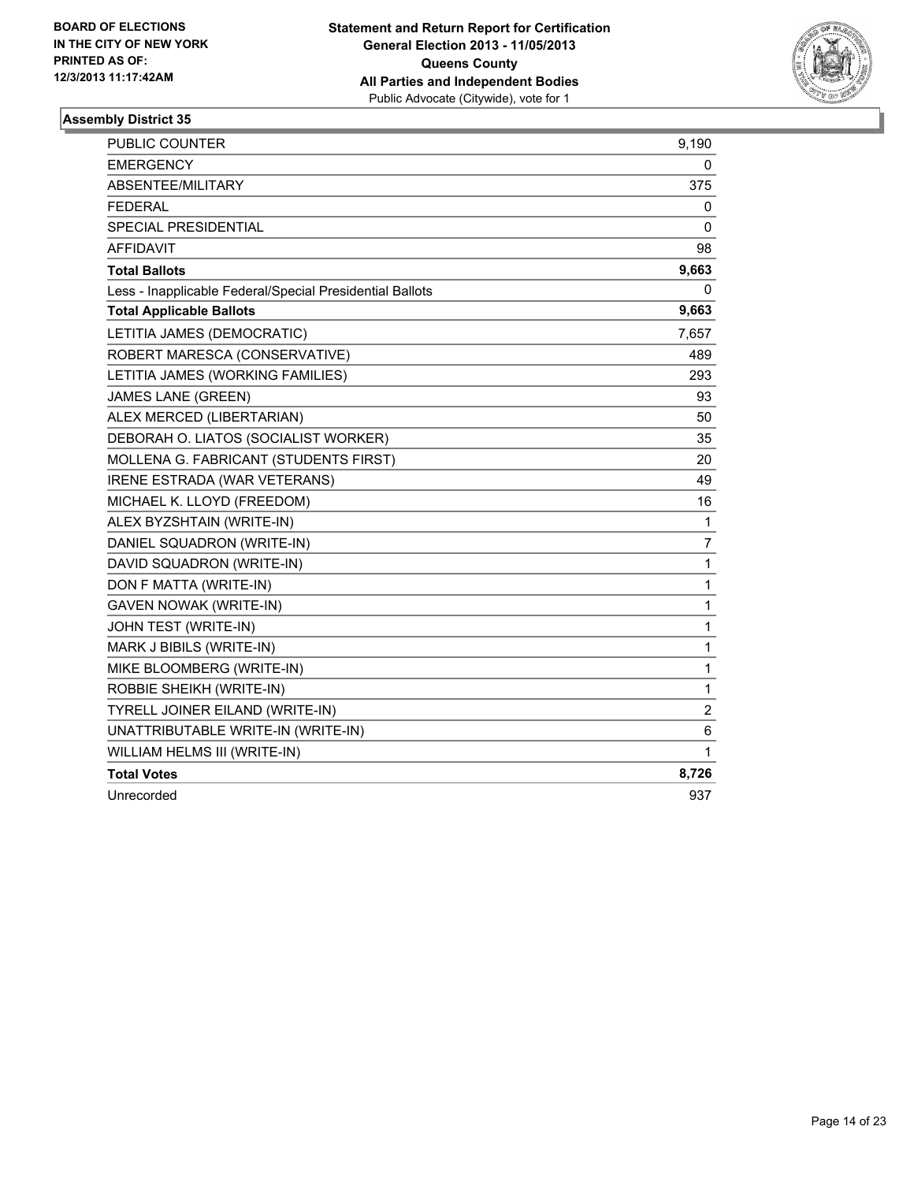**BOARD OF ELECTIONS IN THE CITY OF NEW YORK PRINTED AS OF: 12/3/2013 11:17:42AM**

**Statement and Return Report for Certification General Election 2013 - 11/05/2013 Queens County All Parties and Independent Bodies**
Public Advocate (Citywide), vote for 1

**Assembly District 35**

| | |
|---|---|
| PUBLIC COUNTER | 9,190 |
| EMERGENCY | 0 |
| ABSENTEE/MILITARY | 375 |
| FEDERAL | 0 |
| SPECIAL PRESIDENTIAL | 0 |
| AFFIDAVIT | 98 |
| **Total Ballots** | **9,663** |
| Less - Inapplicable Federal/Special Presidential Ballots | 0 |
| **Total Applicable Ballots** | **9,663** |
| LETITIA JAMES (DEMOCRATIC) | 7,657 |
| ROBERT MARESCA (CONSERVATIVE) | 489 |
| LETITIA JAMES (WORKING FAMILIES) | 293 |
| JAMES LANE (GREEN) | 93 |
| ALEX MERCED (LIBERTARIAN) | 50 |
| DEBORAH O. LIATOS (SOCIALIST WORKER) | 35 |
| MOLLENA G. FABRICANT (STUDENTS FIRST) | 20 |
| IRENE ESTRADA (WAR VETERANS) | 49 |
| MICHAEL K. LLOYD (FREEDOM) | 16 |
| ALEX BYZSHTAIN (WRITE-IN) | 1 |
| DANIEL SQUADRON (WRITE-IN) | 7 |
| DAVID SQUADRON (WRITE-IN) | 1 |
| DON F MATTA (WRITE-IN) | 1 |
| GAVEN NOWAK (WRITE-IN) | 1 |
| JOHN TEST (WRITE-IN) | 1 |
| MARK J BIBILS (WRITE-IN) | 1 |
| MIKE BLOOMBERG (WRITE-IN) | 1 |
| ROBBIE SHEIKH (WRITE-IN) | 1 |
| TYRELL JOINER EILAND (WRITE-IN) | 2 |
| UNATTRIBUTABLE WRITE-IN (WRITE-IN) | 6 |
| WILLIAM HELMS III (WRITE-IN) | 1 |
| **Total Votes** | **8,726** |
| Unrecorded | 937 |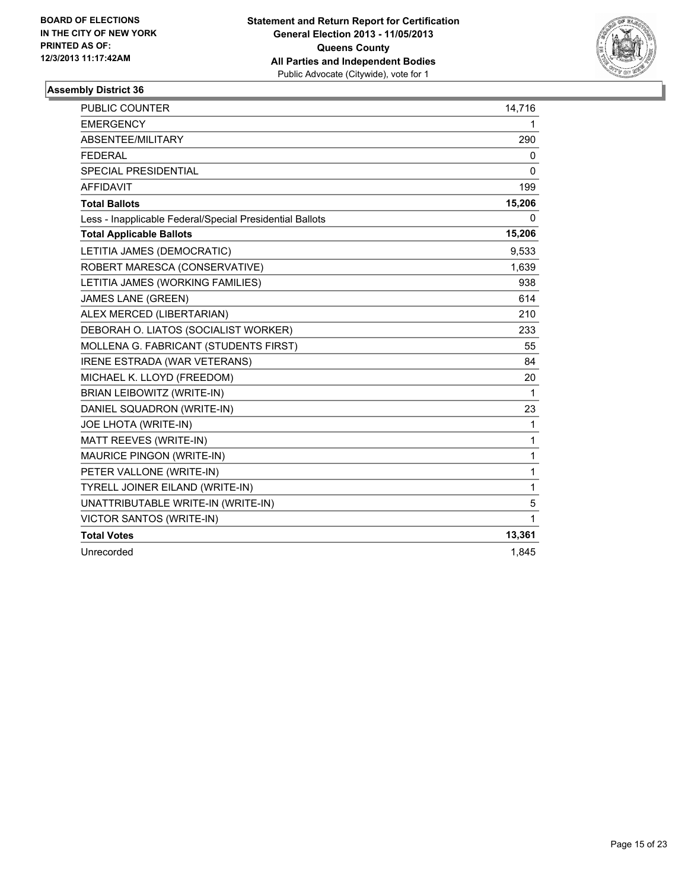**BOARD OF ELECTIONS IN THE CITY OF NEW YORK PRINTED AS OF: 12/3/2013 11:17:42AM**

**Statement and Return Report for Certification General Election 2013 - 11/05/2013 Queens County All Parties and Independent Bodies**
Public Advocate (Citywide), vote for 1

### Assembly District 36

| | |
|---|---|
| PUBLIC COUNTER | 14,716 |
| EMERGENCY | 1 |
| ABSENTEE/MILITARY | 290 |
| FEDERAL | 0 |
| SPECIAL PRESIDENTIAL | 0 |
| AFFIDAVIT | 199 |
| **Total Ballots** | **15,206** |
| Less - Inapplicable Federal/Special Presidential Ballots | 0 |
| **Total Applicable Ballots** | **15,206** |
| LETITIA JAMES (DEMOCRATIC) | 9,533 |
| ROBERT MARESCA (CONSERVATIVE) | 1,639 |
| LETITIA JAMES (WORKING FAMILIES) | 938 |
| JAMES LANE (GREEN) | 614 |
| ALEX MERCED (LIBERTARIAN) | 210 |
| DEBORAH O. LIATOS (SOCIALIST WORKER) | 233 |
| MOLLENA G. FABRICANT (STUDENTS FIRST) | 55 |
| IRENE ESTRADA (WAR VETERANS) | 84 |
| MICHAEL K. LLOYD (FREEDOM) | 20 |
| BRIAN LEIBOWITZ (WRITE-IN) | 1 |
| DANIEL SQUADRON (WRITE-IN) | 23 |
| JOE LHOTA (WRITE-IN) | 1 |
| MATT REEVES (WRITE-IN) | 1 |
| MAURICE PINGON (WRITE-IN) | 1 |
| PETER VALLONE (WRITE-IN) | 1 |
| TYRELL JOINER EILAND (WRITE-IN) | 1 |
| UNATTRIBUTABLE WRITE-IN (WRITE-IN) | 5 |
| VICTOR SANTOS (WRITE-IN) | 1 |
| **Total Votes** | **13,361** |
| Unrecorded | 1,845 |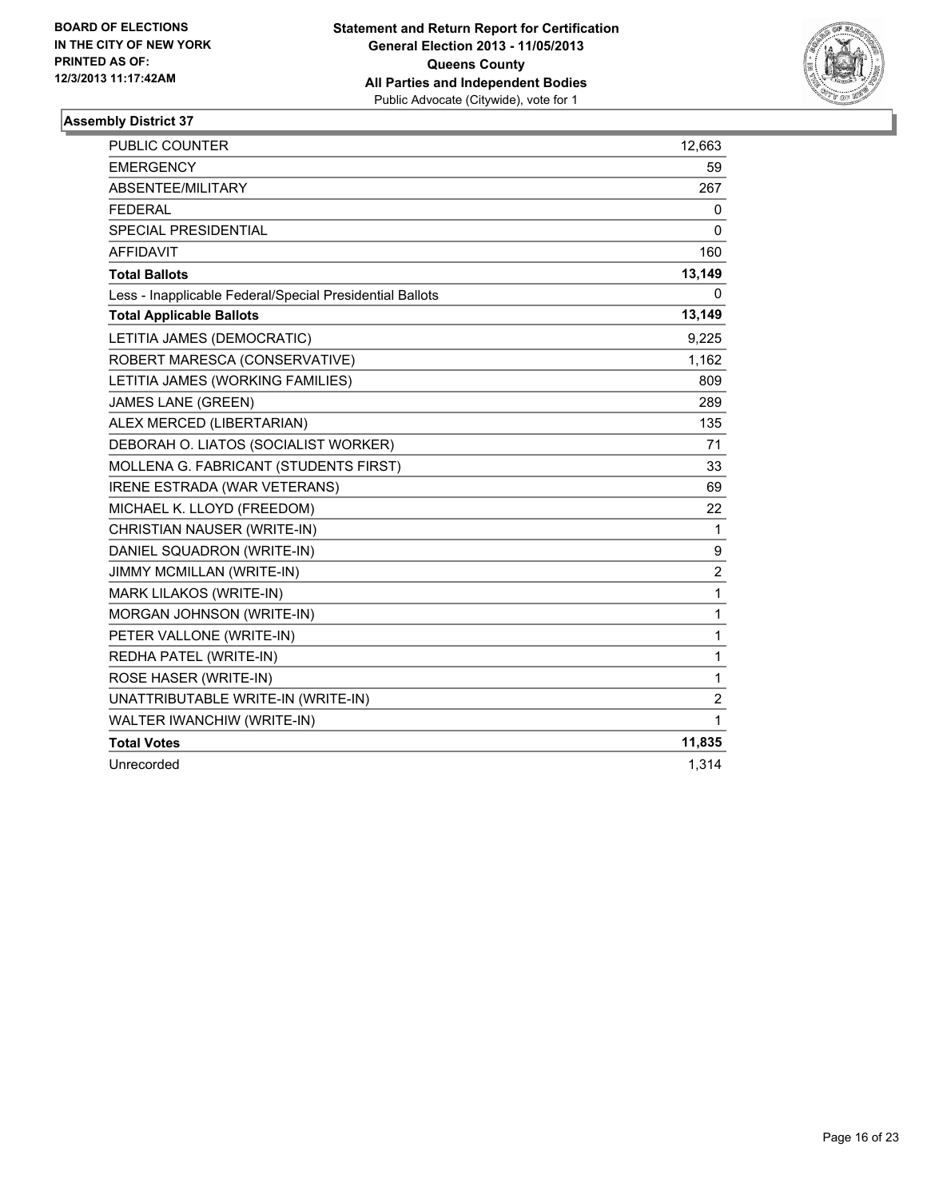BOARD OF ELECTIONS
IN THE CITY OF NEW YORK
PRINTED AS OF:
12/3/2013 11:17:42AM

**Statement and Return Report for Certification**
**General Election 2013 - 11/05/2013**
**Queens County**
**All Parties and Independent Bodies**
Public Advocate (Citywide), vote for 1

### Assembly District 37

| | |
|---|---|
| PUBLIC COUNTER | 12,663 |
| EMERGENCY | 59 |
| ABSENTEE/MILITARY | 267 |
| FEDERAL | 0 |
| SPECIAL PRESIDENTIAL | 0 |
| AFFIDAVIT | 160 |
| **Total Ballots** | **13,149** |
| Less - Inapplicable Federal/Special Presidential Ballots | 0 |
| **Total Applicable Ballots** | **13,149** |
| LETITIA JAMES (DEMOCRATIC) | 9,225 |
| ROBERT MARESCA (CONSERVATIVE) | 1,162 |
| LETITIA JAMES (WORKING FAMILIES) | 809 |
| JAMES LANE (GREEN) | 289 |
| ALEX MERCED (LIBERTARIAN) | 135 |
| DEBORAH O. LIATOS (SOCIALIST WORKER) | 71 |
| MOLLENA G. FABRICANT (STUDENTS FIRST) | 33 |
| IRENE ESTRADA (WAR VETERANS) | 69 |
| MICHAEL K. LLOYD (FREEDOM) | 22 |
| CHRISTIAN NAUSER (WRITE-IN) | 1 |
| DANIEL SQUADRON (WRITE-IN) | 9 |
| JIMMY MCMILLAN (WRITE-IN) | 2 |
| MARK LILAKOS (WRITE-IN) | 1 |
| MORGAN JOHNSON (WRITE-IN) | 1 |
| PETER VALLONE (WRITE-IN) | 1 |
| REDHA PATEL (WRITE-IN) | 1 |
| ROSE HASER (WRITE-IN) | 1 |
| UNATTRIBUTABLE WRITE-IN (WRITE-IN) | 2 |
| WALTER IWANCHIW (WRITE-IN) | 1 |
| **Total Votes** | **11,835** |
| Unrecorded | 1,314 |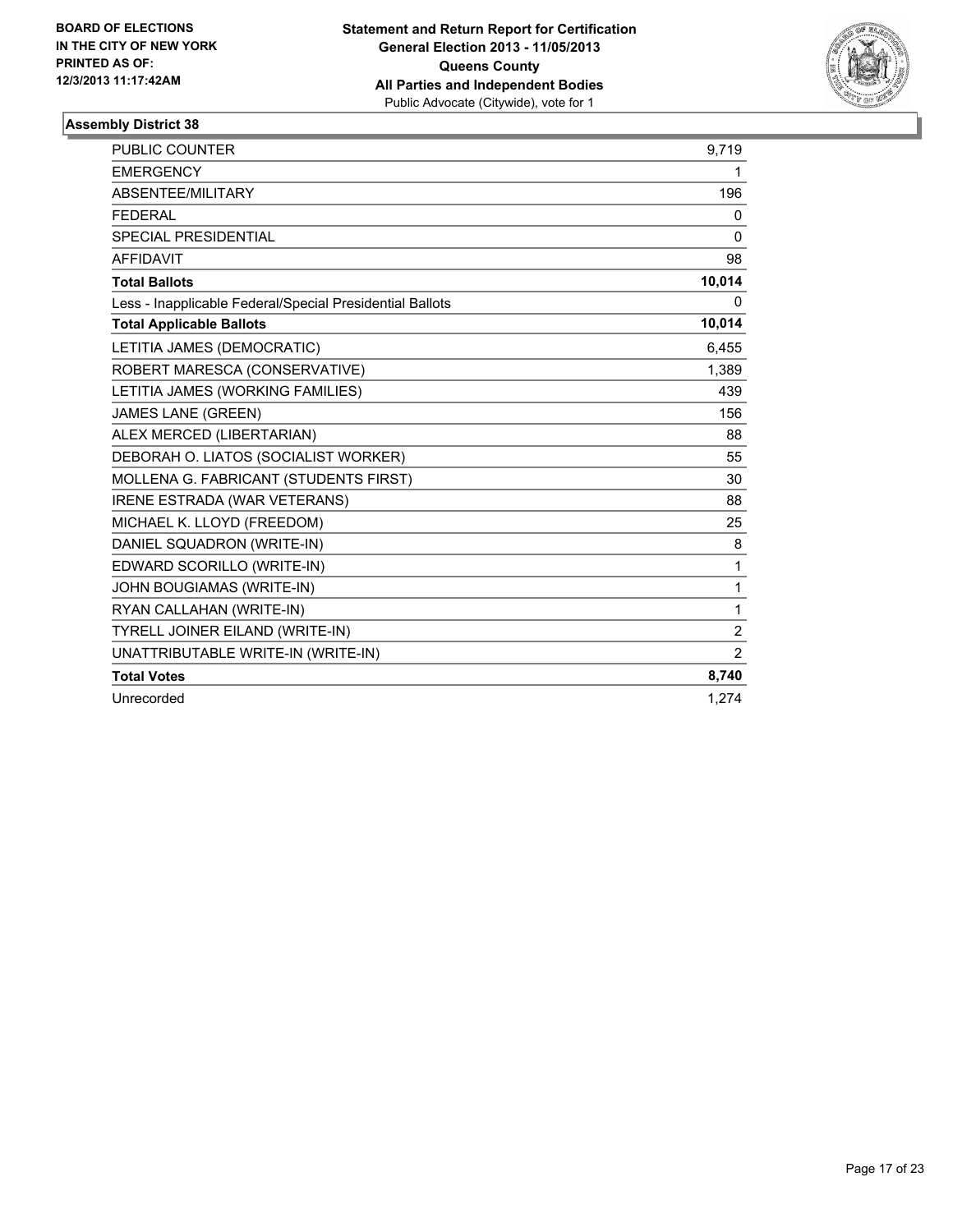BOARD OF ELECTIONS
IN THE CITY OF NEW YORK
PRINTED AS OF:
12/3/2013 11:17:42AM

**Statement and Return Report for Certification**
**General Election 2013 - 11/05/2013**
**Queens County**
**All Parties and Independent Bodies**
Public Advocate (Citywide), vote for 1

### Assembly District 38

| | |
|---|---|
| PUBLIC COUNTER | 9,719 |
| EMERGENCY | 1 |
| ABSENTEE/MILITARY | 196 |
| FEDERAL | 0 |
| SPECIAL PRESIDENTIAL | 0 |
| AFFIDAVIT | 98 |
| **Total Ballots** | **10,014** |
| Less - Inapplicable Federal/Special Presidential Ballots | 0 |
| **Total Applicable Ballots** | **10,014** |
| LETITIA JAMES (DEMOCRATIC) | 6,455 |
| ROBERT MARESCA (CONSERVATIVE) | 1,389 |
| LETITIA JAMES (WORKING FAMILIES) | 439 |
| JAMES LANE (GREEN) | 156 |
| ALEX MERCED (LIBERTARIAN) | 88 |
| DEBORAH O. LIATOS (SOCIALIST WORKER) | 55 |
| MOLLENA G. FABRICANT (STUDENTS FIRST) | 30 |
| IRENE ESTRADA (WAR VETERANS) | 88 |
| MICHAEL K. LLOYD (FREEDOM) | 25 |
| DANIEL SQUADRON (WRITE-IN) | 8 |
| EDWARD SCORILLO (WRITE-IN) | 1 |
| JOHN BOUGIAMAS (WRITE-IN) | 1 |
| RYAN CALLAHAN (WRITE-IN) | 1 |
| TYRELL JOINER EILAND (WRITE-IN) | 2 |
| UNATTRIBUTABLE WRITE-IN (WRITE-IN) | 2 |
| **Total Votes** | **8,740** |
| Unrecorded | 1,274 |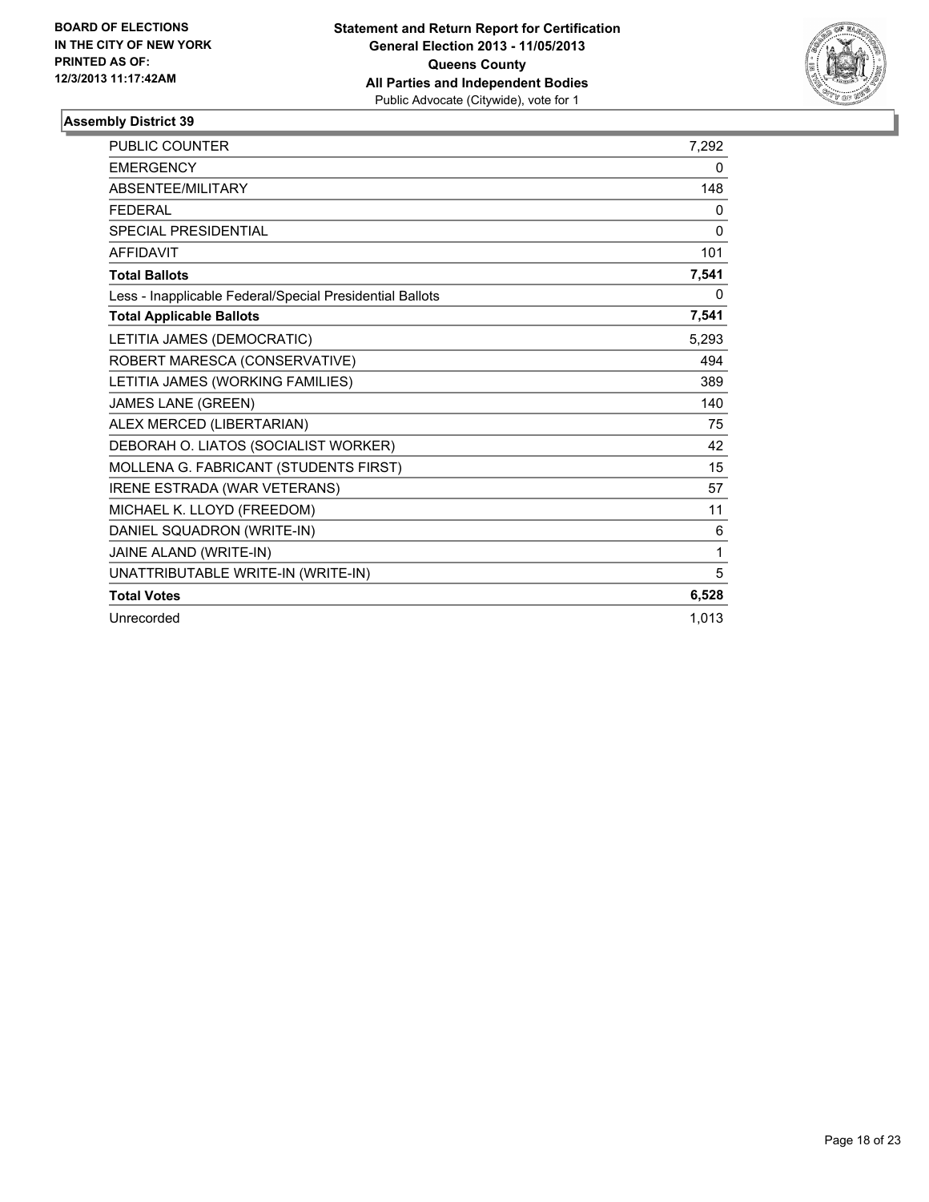**BOARD OF ELECTIONS IN THE CITY OF NEW YORK PRINTED AS OF: 12/3/2013 11:17:42AM**

**Statement and Return Report for Certification General Election 2013 - 11/05/2013 Queens County All Parties and Independent Bodies**

Public Advocate (Citywide), vote for 1

### Assembly District 39

| | |
|---|---|
| PUBLIC COUNTER | 7,292 |
| EMERGENCY | 0 |
| ABSENTEE/MILITARY | 148 |
| FEDERAL | 0 |
| SPECIAL PRESIDENTIAL | 0 |
| AFFIDAVIT | 101 |
| **Total Ballots** | **7,541** |
| Less - Inapplicable Federal/Special Presidential Ballots | 0 |
| **Total Applicable Ballots** | **7,541** |
| LETITIA JAMES (DEMOCRATIC) | 5,293 |
| ROBERT MARESCA (CONSERVATIVE) | 494 |
| LETITIA JAMES (WORKING FAMILIES) | 389 |
| JAMES LANE (GREEN) | 140 |
| ALEX MERCED (LIBERTARIAN) | 75 |
| DEBORAH O. LIATOS (SOCIALIST WORKER) | 42 |
| MOLLENA G. FABRICANT (STUDENTS FIRST) | 15 |
| IRENE ESTRADA (WAR VETERANS) | 57 |
| MICHAEL K. LLOYD (FREEDOM) | 11 |
| DANIEL SQUADRON (WRITE-IN) | 6 |
| JAINE ALAND (WRITE-IN) | 1 |
| UNATTRIBUTABLE WRITE-IN (WRITE-IN) | 5 |
| **Total Votes** | **6,528** |
| Unrecorded | 1,013 |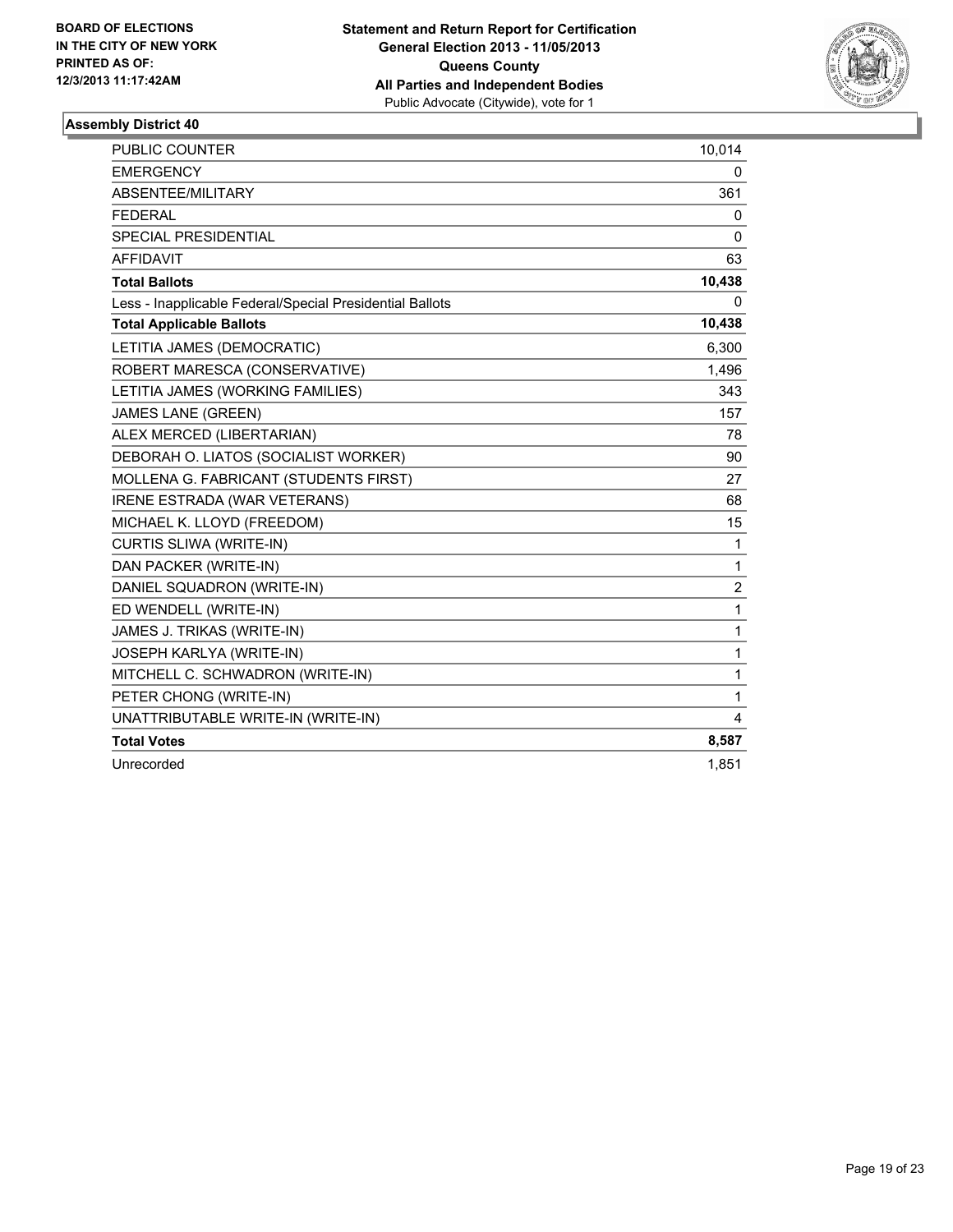BOARD OF ELECTIONS
IN THE CITY OF NEW YORK
PRINTED AS OF:
12/3/2013 11:17:42AM

**Statement and Return Report for Certification**
**General Election 2013 - 11/05/2013**
**Queens County**
**All Parties and Independent Bodies**
Public Advocate (Citywide), vote for 1

### Assembly District 40

| | |
|---|---|
| PUBLIC COUNTER | 10,014 |
| EMERGENCY | 0 |
| ABSENTEE/MILITARY | 361 |
| FEDERAL | 0 |
| SPECIAL PRESIDENTIAL | 0 |
| AFFIDAVIT | 63 |
| **Total Ballots** | **10,438** |
| Less - Inapplicable Federal/Special Presidential Ballots | 0 |
| **Total Applicable Ballots** | **10,438** |
| LETITIA JAMES (DEMOCRATIC) | 6,300 |
| ROBERT MARESCA (CONSERVATIVE) | 1,496 |
| LETITIA JAMES (WORKING FAMILIES) | 343 |
| JAMES LANE (GREEN) | 157 |
| ALEX MERCED (LIBERTARIAN) | 78 |
| DEBORAH O. LIATOS (SOCIALIST WORKER) | 90 |
| MOLLENA G. FABRICANT (STUDENTS FIRST) | 27 |
| IRENE ESTRADA (WAR VETERANS) | 68 |
| MICHAEL K. LLOYD (FREEDOM) | 15 |
| CURTIS SLIWA (WRITE-IN) | 1 |
| DAN PACKER (WRITE-IN) | 1 |
| DANIEL SQUADRON (WRITE-IN) | 2 |
| ED WENDELL (WRITE-IN) | 1 |
| JAMES J. TRIKAS (WRITE-IN) | 1 |
| JOSEPH KARLYA (WRITE-IN) | 1 |
| MITCHELL C. SCHWADRON (WRITE-IN) | 1 |
| PETER CHONG (WRITE-IN) | 1 |
| UNATTRIBUTABLE WRITE-IN (WRITE-IN) | 4 |
| **Total Votes** | **8,587** |
| Unrecorded | 1,851 |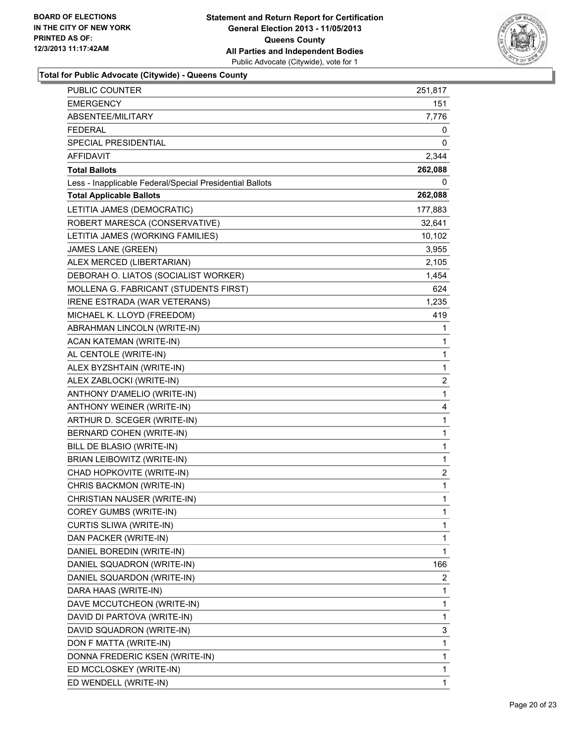**Statement and Return Report for Certification**
**General Election 2013 - 11/05/2013**
**Queens County**
**All Parties and Independent Bodies**
Public Advocate (Citywide), vote for 1

BOARD OF ELECTIONS
IN THE CITY OF NEW YORK
PRINTED AS OF:
12/3/2013 11:17:42AM

**Total for Public Advocate (Citywide) - Queens County**

| | |
|---|---|
| PUBLIC COUNTER | 251,817 |
| EMERGENCY | 151 |
| ABSENTEE/MILITARY | 7,776 |
| FEDERAL | 0 |
| SPECIAL PRESIDENTIAL | 0 |
| AFFIDAVIT | 2,344 |
| **Total Ballots** | **262,088** |
| Less - Inapplicable Federal/Special Presidential Ballots | 0 |
| **Total Applicable Ballots** | **262,088** |
| LETITIA JAMES (DEMOCRATIC) | 177,883 |
| ROBERT MARESCA (CONSERVATIVE) | 32,641 |
| LETITIA JAMES (WORKING FAMILIES) | 10,102 |
| JAMES LANE (GREEN) | 3,955 |
| ALEX MERCED (LIBERTARIAN) | 2,105 |
| DEBORAH O. LIATOS (SOCIALIST WORKER) | 1,454 |
| MOLLENA G. FABRICANT (STUDENTS FIRST) | 624 |
| IRENE ESTRADA (WAR VETERANS) | 1,235 |
| MICHAEL K. LLOYD (FREEDOM) | 419 |
| ABRAHMAN LINCOLN (WRITE-IN) | 1 |
| ACAN KATEMAN (WRITE-IN) | 1 |
| AL CENTOLE (WRITE-IN) | 1 |
| ALEX BYZSHTAIN (WRITE-IN) | 1 |
| ALEX ZABLOCKI (WRITE-IN) | 2 |
| ANTHONY D'AMELIO (WRITE-IN) | 1 |
| ANTHONY WEINER (WRITE-IN) | 4 |
| ARTHUR D. SCEGER (WRITE-IN) | 1 |
| BERNARD COHEN (WRITE-IN) | 1 |
| BILL DE BLASIO (WRITE-IN) | 1 |
| BRIAN LEIBOWITZ (WRITE-IN) | 1 |
| CHAD HOPKOVITE (WRITE-IN) | 2 |
| CHRIS BACKMON (WRITE-IN) | 1 |
| CHRISTIAN NAUSER (WRITE-IN) | 1 |
| COREY GUMBS (WRITE-IN) | 1 |
| CURTIS SLIWA (WRITE-IN) | 1 |
| DAN PACKER (WRITE-IN) | 1 |
| DANIEL BOREDIN (WRITE-IN) | 1 |
| DANIEL SQUADRON (WRITE-IN) | 166 |
| DANIEL SQUARDON (WRITE-IN) | 2 |
| DARA HAAS (WRITE-IN) | 1 |
| DAVE MCCUTCHEON (WRITE-IN) | 1 |
| DAVID DI PARTOVA (WRITE-IN) | 1 |
| DAVID SQUADRON (WRITE-IN) | 3 |
| DON F MATTA (WRITE-IN) | 1 |
| DONNA FREDERIC KSEN (WRITE-IN) | 1 |
| ED MCCLOSKEY (WRITE-IN) | 1 |
| ED WENDELL (WRITE-IN) | 1 |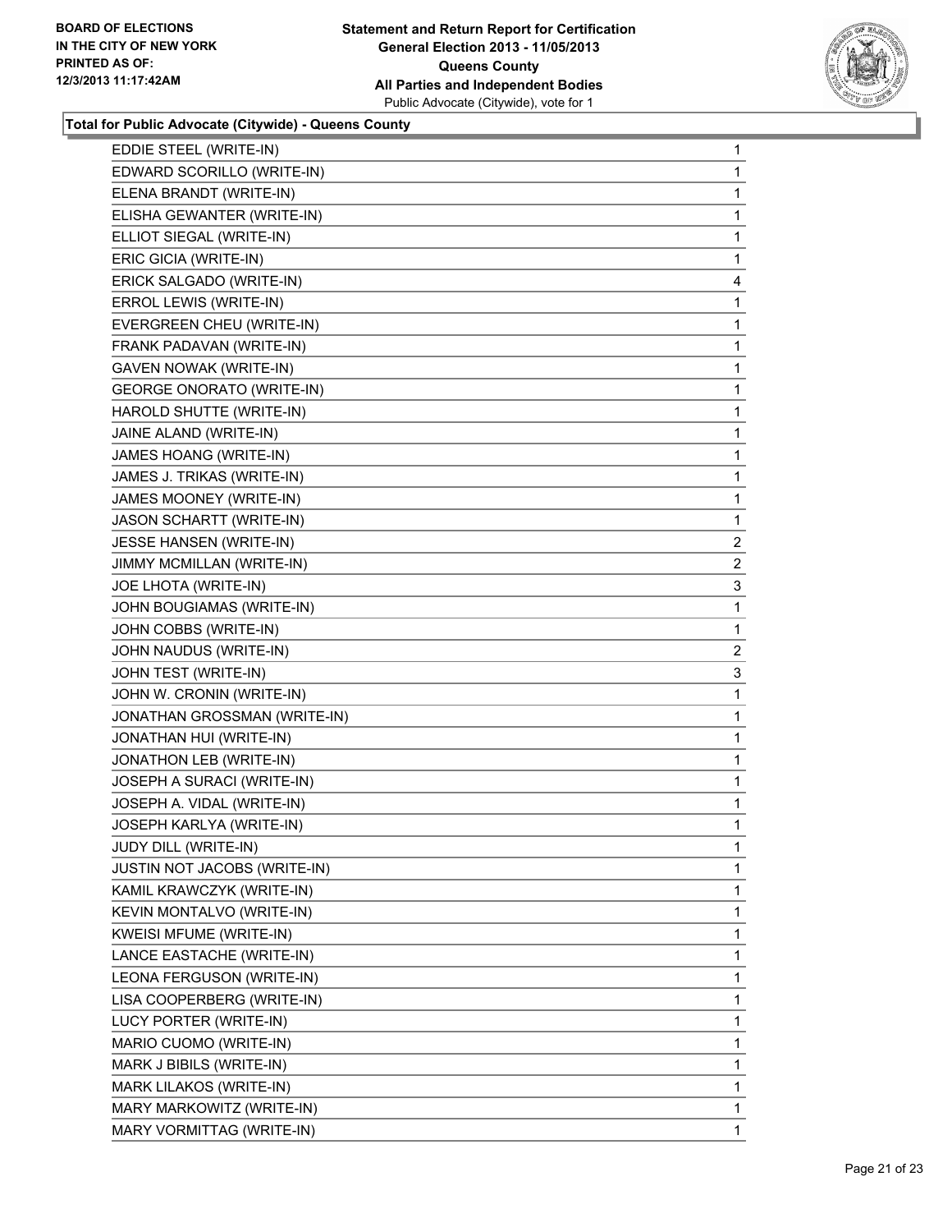**BOARD OF ELECTIONS IN THE CITY OF NEW YORK PRINTED AS OF: 12/3/2013 11:17:42AM**

**Statement and Return Report for Certification General Election 2013 - 11/05/2013 Queens County All Parties and Independent Bodies**
Public Advocate (Citywide), vote for 1

**Total for Public Advocate (Citywide) - Queens County**

| | |
|---|---|
| EDDIE STEEL (WRITE-IN) | 1 |
| EDWARD SCORILLO (WRITE-IN) | 1 |
| ELENA BRANDT (WRITE-IN) | 1 |
| ELISHA GEWANTER (WRITE-IN) | 1 |
| ELLIOT SIEGAL (WRITE-IN) | 1 |
| ERIC GICIA (WRITE-IN) | 1 |
| ERICK SALGADO (WRITE-IN) | 4 |
| ERROL LEWIS (WRITE-IN) | 1 |
| EVERGREEN CHEU (WRITE-IN) | 1 |
| FRANK PADAVAN (WRITE-IN) | 1 |
| GAVEN NOWAK (WRITE-IN) | 1 |
| GEORGE ONORATO (WRITE-IN) | 1 |
| HAROLD SHUTTE (WRITE-IN) | 1 |
| JAINE ALAND (WRITE-IN) | 1 |
| JAMES HOANG (WRITE-IN) | 1 |
| JAMES J. TRIKAS (WRITE-IN) | 1 |
| JAMES MOONEY (WRITE-IN) | 1 |
| JASON SCHARTT (WRITE-IN) | 1 |
| JESSE HANSEN (WRITE-IN) | 2 |
| JIMMY MCMILLAN (WRITE-IN) | 2 |
| JOE LHOTA (WRITE-IN) | 3 |
| JOHN BOUGIAMAS (WRITE-IN) | 1 |
| JOHN COBBS (WRITE-IN) | 1 |
| JOHN NAUDUS (WRITE-IN) | 2 |
| JOHN TEST (WRITE-IN) | 3 |
| JOHN W. CRONIN (WRITE-IN) | 1 |
| JONATHAN GROSSMAN (WRITE-IN) | 1 |
| JONATHAN HUI (WRITE-IN) | 1 |
| JONATHON LEB (WRITE-IN) | 1 |
| JOSEPH A SURACI (WRITE-IN) | 1 |
| JOSEPH A. VIDAL (WRITE-IN) | 1 |
| JOSEPH KARLYA (WRITE-IN) | 1 |
| JUDY DILL (WRITE-IN) | 1 |
| JUSTIN NOT JACOBS (WRITE-IN) | 1 |
| KAMIL KRAWCZYK (WRITE-IN) | 1 |
| KEVIN MONTALVO (WRITE-IN) | 1 |
| KWEISI MFUME (WRITE-IN) | 1 |
| LANCE EASTACHE (WRITE-IN) | 1 |
| LEONA FERGUSON (WRITE-IN) | 1 |
| LISA COOPERBERG (WRITE-IN) | 1 |
| LUCY PORTER (WRITE-IN) | 1 |
| MARIO CUOMO (WRITE-IN) | 1 |
| MARK J BIBILS (WRITE-IN) | 1 |
| MARK LILAKOS (WRITE-IN) | 1 |
| MARY MARKOWITZ (WRITE-IN) | 1 |
| MARY VORMITTAG (WRITE-IN) | 1 |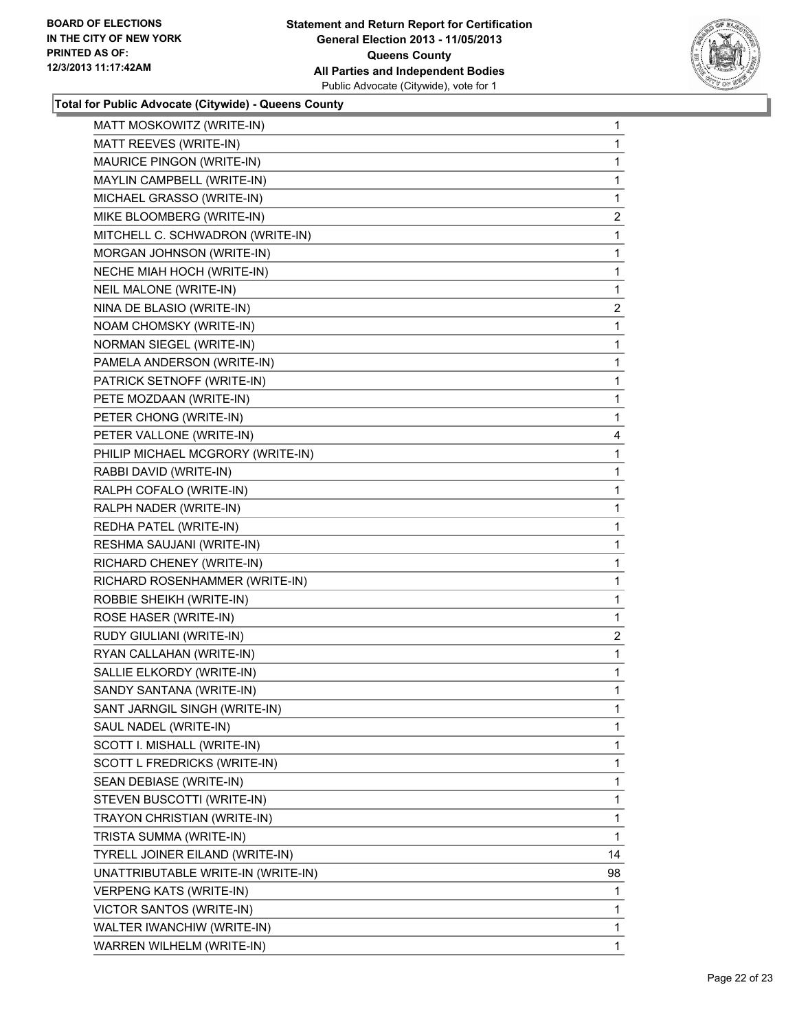**BOARD OF ELECTIONS IN THE CITY OF NEW YORK PRINTED AS OF: 12/3/2013 11:17:42AM**

**Statement and Return Report for Certification General Election 2013 - 11/05/2013 Queens County All Parties and Independent Bodies**
Public Advocate (Citywide), vote for 1

**Total for Public Advocate (Citywide) - Queens County**

| | |
|---|---|
| MATT MOSKOWITZ (WRITE-IN) | 1 |
| MATT REEVES (WRITE-IN) | 1 |
| MAURICE PINGON (WRITE-IN) | 1 |
| MAYLIN CAMPBELL (WRITE-IN) | 1 |
| MICHAEL GRASSO (WRITE-IN) | 1 |
| MIKE BLOOMBERG (WRITE-IN) | 2 |
| MITCHELL C. SCHWADRON (WRITE-IN) | 1 |
| MORGAN JOHNSON (WRITE-IN) | 1 |
| NECHE MIAH HOCH (WRITE-IN) | 1 |
| NEIL MALONE (WRITE-IN) | 1 |
| NINA DE BLASIO (WRITE-IN) | 2 |
| NOAM CHOMSKY (WRITE-IN) | 1 |
| NORMAN SIEGEL (WRITE-IN) | 1 |
| PAMELA ANDERSON (WRITE-IN) | 1 |
| PATRICK SETNOFF (WRITE-IN) | 1 |
| PETE MOZDAAN (WRITE-IN) | 1 |
| PETER CHONG (WRITE-IN) | 1 |
| PETER VALLONE (WRITE-IN) | 4 |
| PHILIP MICHAEL MCGRORY (WRITE-IN) | 1 |
| RABBI DAVID (WRITE-IN) | 1 |
| RALPH COFALO (WRITE-IN) | 1 |
| RALPH NADER (WRITE-IN) | 1 |
| REDHA PATEL (WRITE-IN) | 1 |
| RESHMA SAUJANI (WRITE-IN) | 1 |
| RICHARD CHENEY (WRITE-IN) | 1 |
| RICHARD ROSENHAMMER (WRITE-IN) | 1 |
| ROBBIE SHEIKH (WRITE-IN) | 1 |
| ROSE HASER (WRITE-IN) | 1 |
| RUDY GIULIANI (WRITE-IN) | 2 |
| RYAN CALLAHAN (WRITE-IN) | 1 |
| SALLIE ELKORDY (WRITE-IN) | 1 |
| SANDY SANTANA (WRITE-IN) | 1 |
| SANT JARNGIL SINGH (WRITE-IN) | 1 |
| SAUL NADEL (WRITE-IN) | 1 |
| SCOTT I. MISHALL (WRITE-IN) | 1 |
| SCOTT L FREDRICKS (WRITE-IN) | 1 |
| SEAN DEBIASE (WRITE-IN) | 1 |
| STEVEN BUSCOTTI (WRITE-IN) | 1 |
| TRAYON CHRISTIAN (WRITE-IN) | 1 |
| TRISTA SUMMA (WRITE-IN) | 1 |
| TYRELL JOINER EILAND (WRITE-IN) | 14 |
| UNATTRIBUTABLE WRITE-IN (WRITE-IN) | 98 |
| VERPENG KATS (WRITE-IN) | 1 |
| VICTOR SANTOS (WRITE-IN) | 1 |
| WALTER IWANCHIW (WRITE-IN) | 1 |
| WARREN WILHELM (WRITE-IN) | 1 |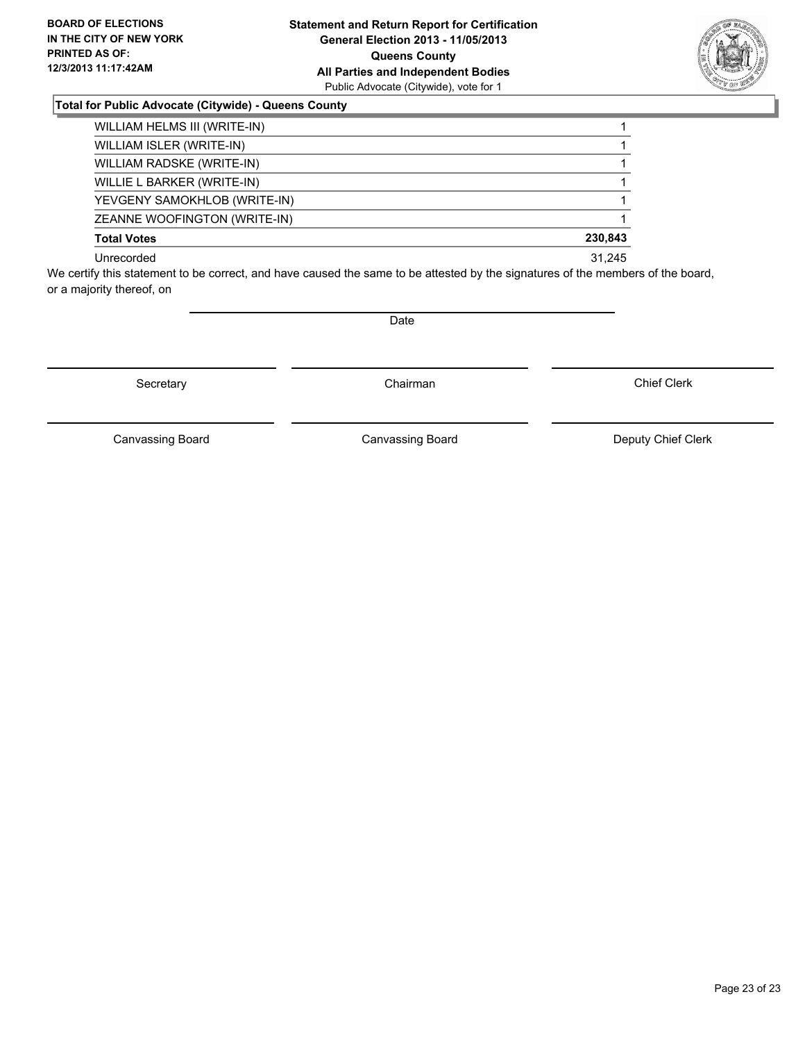**BOARD OF ELECTIONS IN THE CITY OF NEW YORK PRINTED AS OF: 12/3/2013 11:17:42AM**

**Statement and Return Report for Certification General Election 2013 - 11/05/2013 Queens County All Parties and Independent Bodies**

Public Advocate (Citywide), vote for 1

### Total for Public Advocate (Citywide) - Queens County

| | |
|---|---|
| WILLIAM HELMS III (WRITE-IN) | 1 |
| WILLIAM ISLER (WRITE-IN) | 1 |
| WILLIAM RADSKE (WRITE-IN) | 1 |
| WILLIE L BARKER (WRITE-IN) | 1 |
| YEVGENY SAMOKHLOB (WRITE-IN) | 1 |
| ZEANNE WOOFINGTON (WRITE-IN) | 1 |
| **Total Votes** | **230,843** |
| Unrecorded | 31,245 |

We certify this statement to be correct, and have caused the same to be attested by the signatures of the members of the board, or a majority thereof, on

Date

| | | |
|---|---|---|
| Secretary | Chairman | Chief Clerk |
| Canvassing Board | Canvassing Board | Deputy Chief Clerk |